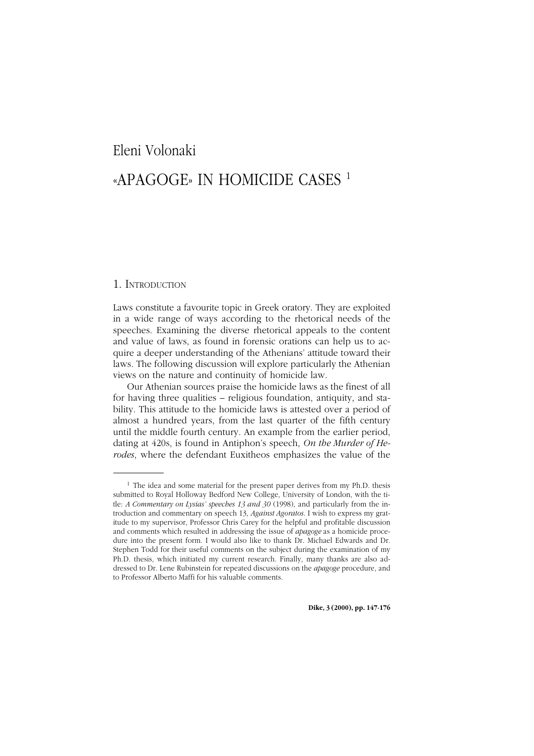Eleni Volonaki

# «APAGOGE» IN HOMICIDE CASES [1]

## 1. Introduction

Laws constitute a favourite topic in Greek oratory. They are exploited in a wide range of ways according to the rhetorical needs of the speeches. Examining the diverse rhetorical appeals to the content and value of laws, as found in forensic orations can help us to acquire a deeper understanding of the Athenians' attitude toward their laws. The following discussion will explore particularly the Athenian views on the nature and continuity of homicide law.

Our Athenian sources praise the homicide laws as the finest of all for having three qualities – religious foundation, antiquity, and stability. This attitude to the homicide laws is attested over a period of almost a hundred years, from the last quarter of the fifth century until the middle fourth century. An example from the earlier period, dating at 420s, is found in Antiphon's speech, *On the Murder of Herodes*, where the defendant Euxitheos emphasizes the value of the

---

[1] The idea and some material for the present paper derives from my Ph.D. thesis submitted to Royal Holloway Bedford New College, University of London, with the title: *A Commentary on Lysias' speeches 13 and 30* (1998), and particularly from the introduction and commentary on speech 13, *Against Agoratos*. I wish to express my gratitude to my supervisor, Professor Chris Carey for the helpful and profitable discussion and comments which resulted in addressing the issue of *apagoge* as a homicide procedure into the present form. I would also like to thank Dr. Michael Edwards and Dr. Stephen Todd for their useful comments on the subject during the examination of my Ph.D. thesis, which initiated my current research. Finally, many thanks are also addressed to Dr. Lene Rubinstein for repeated discussions on the *apagoge* procedure, and to Professor Alberto Maffi for his valuable comments.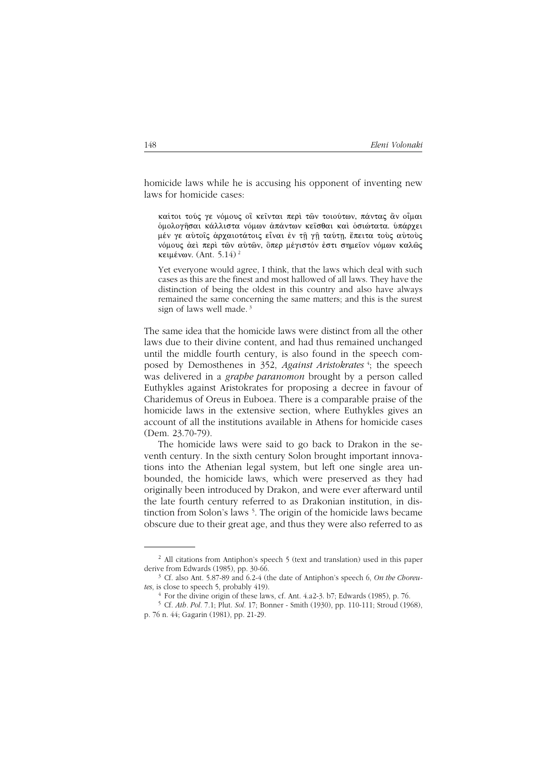homicide laws while he is accusing his opponent of inventing new laws for homicide cases:

> καίτοι τούς γε νόμους οἳ κεῖνται περὶ τῶν τοιούτων, πάντας ἂν οἶμαι ὁμολογῆσαι κάλλιστα νόμων ἁπάντων κεῖσθαι καὶ ὁσιώτατα. ὑπάρχει μέν γε αὐτοῖς ἀρχαιοτάτοις εἶναι ἐν τῇ γῇ ταύτῃ, ἔπειτα τοὺς αὐτοὺς νόμους ἀεὶ περὶ τῶν αὐτῶν, ὅπερ μέγιστόν ἐστι σημεῖον νόμων καλῶς κειμένων. (Ant. 5.14) [2]
>
> Yet everyone would agree, I think, that the laws which deal with such cases as this are the finest and most hallowed of all laws. They have the distinction of being the oldest in this country and also have always remained the same concerning the same matters; and this is the surest sign of laws well made. [3]

The same idea that the homicide laws were distinct from all the other laws due to their divine content, and had thus remained unchanged until the middle fourth century, is also found in the speech composed by Demosthenes in 352, *Against Aristokrates* [4]; the speech was delivered in a *graphe paranomon* brought by a person called Euthykles against Aristokrates for proposing a decree in favour of Charidemus of Oreus in Euboea. There is a comparable praise of the homicide laws in the extensive section, where Euthykles gives an account of all the institutions available in Athens for homicide cases (Dem. 23.70-79).

The homicide laws were said to go back to Drakon in the seventh century. In the sixth century Solon brought important innovations into the Athenian legal system, but left one single area unbounded, the homicide laws, which were preserved as they had originally been introduced by Drakon, and were ever afterward until the late fourth century referred to as Drakonian institution, in distinction from Solon's laws [5]. The origin of the homicide laws became obscure due to their great age, and thus they were also referred to as

---

[2] All citations from Antiphon's speech 5 (text and translation) used in this paper derive from Edwards (1985), pp. 30-66.

[3] Cf. also Ant. 5.87-89 and 6.2-4 (the date of Antiphon's speech 6, *On the Choreutes*, is close to speech 5, probably 419).

[4] For the divine origin of these laws, cf. Ant. 4.a2-3. b7; Edwards (1985), p. 76.

[5] Cf. *Ath. Pol.* 7.1; Plut. *Sol.* 17; Bonner - Smith (1930), pp. 110-111; Stroud (1968), p. 76 n. 44; Gagarin (1981), pp. 21-29.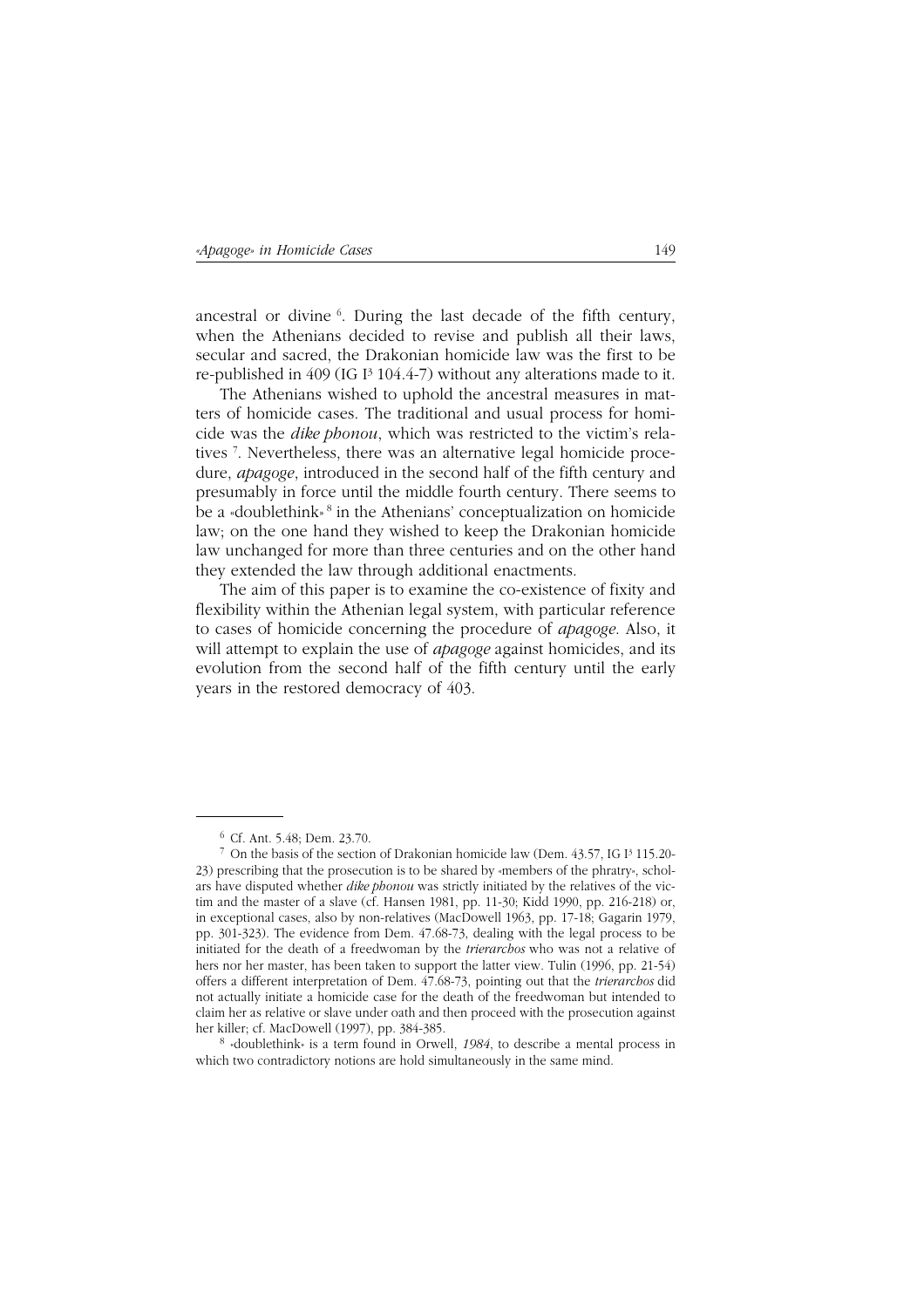ancestral or divine [6]. During the last decade of the fifth century, when the Athenians decided to revise and publish all their laws, secular and sacred, the Drakonian homicide law was the first to be re-published in 409 (IG I³ 104.4-7) without any alterations made to it.

The Athenians wished to uphold the ancestral measures in matters of homicide cases. The traditional and usual process for homicide was the *dike phonou*, which was restricted to the victim's relatives [7]. Nevertheless, there was an alternative legal homicide procedure, *apagoge*, introduced in the second half of the fifth century and presumably in force until the middle fourth century. There seems to be a «doublethink» [8] in the Athenians' conceptualization on homicide law; on the one hand they wished to keep the Drakonian homicide law unchanged for more than three centuries and on the other hand they extended the law through additional enactments.

The aim of this paper is to examine the co-existence of fixity and flexibility within the Athenian legal system, with particular reference to cases of homicide concerning the procedure of *apagoge*. Also, it will attempt to explain the use of *apagoge* against homicides, and its evolution from the second half of the fifth century until the early years in the restored democracy of 403.

---

[6] Cf. Ant. 5.48; Dem. 23.70.

[7] On the basis of the section of Drakonian homicide law (Dem. 43.57, IG I³ 115.20-23) prescribing that the prosecution is to be shared by «members of the phratry», scholars have disputed whether *dike phonou* was strictly initiated by the relatives of the victim and the master of a slave (cf. Hansen 1981, pp. 11-30; Kidd 1990, pp. 216-218) or, in exceptional cases, also by non-relatives (MacDowell 1963, pp. 17-18; Gagarin 1979, pp. 301-323). The evidence from Dem. 47.68-73, dealing with the legal process to be initiated for the death of a freedwoman by the *trierarchos* who was not a relative of hers nor her master, has been taken to support the latter view. Tulin (1996, pp. 21-54) offers a different interpretation of Dem. 47.68-73, pointing out that the *trierarchos* did not actually initiate a homicide case for the death of the freedwoman but intended to claim her as relative or slave under oath and then proceed with the prosecution against her killer; cf. MacDowell (1997), pp. 384-385.

[8] «doublethink» is a term found in Orwell, *1984*, to describe a mental process in which two contradictory notions are hold simultaneously in the same mind.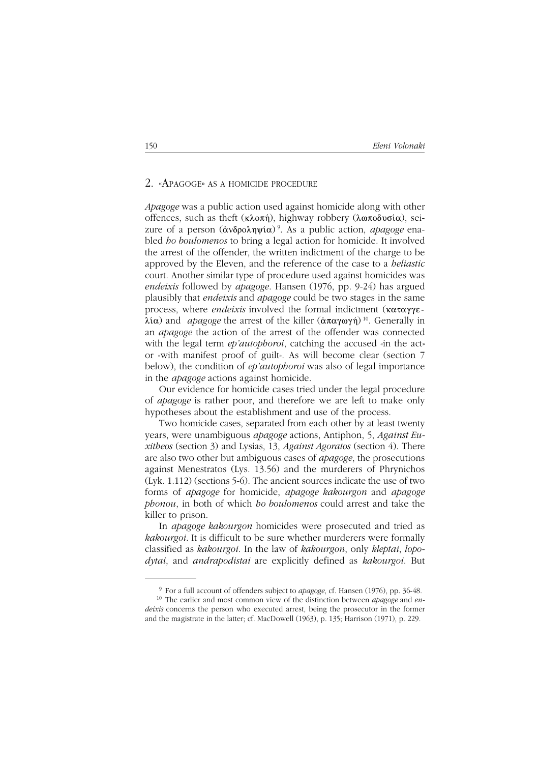## 2. «APAGOGE» AS A HOMICIDE PROCEDURE

*Apagoge* was a public action used against homicide along with other offences, such as theft (κλοπή), highway robbery (λωποδυσία), seizure of a person (ἀνδροληψία)[9]. As a public action, *apagoge* enabled *ho boulomenos* to bring a legal action for homicide. It involved the arrest of the offender, the written indictment of the charge to be approved by the Eleven, and the reference of the case to a *heliastic* court. Another similar type of procedure used against homicides was *endeixis* followed by *apagoge*. Hansen (1976, pp. 9-24) has argued plausibly that *endeixis* and *apagoge* could be two stages in the same process, where *endeixis* involved the formal indictment (καταγγελία) and *apagoge* the arrest of the killer (ἀπαγωγή)[10]. Generally in an *apagoge* the action of the arrest of the offender was connected with the legal term *ep'autophoroi*, catching the accused «in the act» or «with manifest proof of guilt». As will become clear (section 7 below), the condition of *ep'autophoroi* was also of legal importance in the *apagoge* actions against homicide.

Our evidence for homicide cases tried under the legal procedure of *apagoge* is rather poor, and therefore we are left to make only hypotheses about the establishment and use of the process.

Two homicide cases, separated from each other by at least twenty years, were unambiguous *apagoge* actions, Antiphon, 5, *Against Euxitheos* (section 3) and Lysias, 13, *Against Agoratos* (section 4). There are also two other but ambiguous cases of *apagoge*, the prosecutions against Menestratos (Lys. 13.56) and the murderers of Phrynichos (Lyk. 1.112) (sections 5-6). The ancient sources indicate the use of two forms of *apagoge* for homicide, *apagoge kakourgon* and *apagoge phonou*, in both of which *ho boulomenos* could arrest and take the killer to prison.

In *apagoge kakourgon* homicides were prosecuted and tried as *kakourgoi*. It is difficult to be sure whether murderers were formally classified as *kakourgoi*. In the law of *kakourgon*, only *kleptai*, *lopodytai*, and *andrapodistai* are explicitly defined as *kakourgoi*. But

---

[9] For a full account of offenders subject to *apagoge*, cf. Hansen (1976), pp. 36-48.

[10] The earlier and most common view of the distinction between *apagoge* and *endeixis* concerns the person who executed arrest, being the prosecutor in the former and the magistrate in the latter; cf. MacDowell (1963), p. 135; Harrison (1971), p. 229.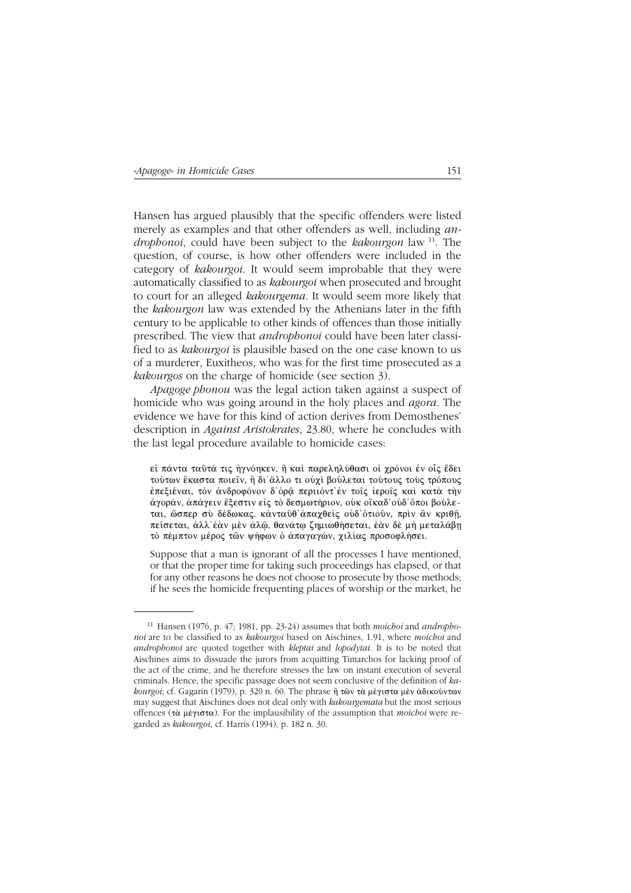Hansen has argued plausibly that the specific offenders were listed merely as examples and that other offenders as well, including *androphonoi*, could have been subject to the *kakourgon* law [11]. The question, of course, is how other offenders were included in the category of *kakourgoi*. It would seem improbable that they were automatically classified to as *kakourgoi* when prosecuted and brought to court for an alleged *kakourgema*. It would seem more likely that the *kakourgon* law was extended by the Athenians later in the fifth century to be applicable to other kinds of offences than those initially prescribed. The view that *androphonoi* could have been later classified to as *kakourgoi* is plausible based on the one case known to us of a murderer, Euxitheos, who was for the first time prosecuted as a *kakourgos* on the charge of homicide (see section 3).

*Apagoge phonou* was the legal action taken against a suspect of homicide who was going around in the holy places and *agora*. The evidence we have for this kind of action derives from Demosthenes' description in *Against Aristokrates*, 23.80, where he concludes with the last legal procedure available to homicide cases:

> εἰ πάντα ταῦτά τις ἠγνόηκεν, ἢ καὶ παρεληλύθασι οἱ χρόνοι ἐν οἷς ἔδει τούτων ἕκαστα ποιεῖν, ἢ δι᾽ἄλλο τι οὐχὶ βούλεται τούτους τοὺς τρόπους ἐπεξιέναι, τὸν ἀνδροφόνον δ᾽ὁρᾷ περιιόντ᾽ἐν τοῖς ἱεροῖς καὶ κατὰ τὴν ἀγοράν, ἀπάγειν ἔξεστιν εἰς τὸ δεσμωτήριον, οὐκ οἴκαδ᾽οὐδ᾽ὅποι βούλεται, ὥσπερ σὺ δέδωκας. κἀνταῦθ᾽ἀπαχθεὶς οὐδ᾽ὁτιοῦν, πρὶν ἂν κριθῇ, πείσεται, ἀλλ᾽ἐὰν μὲν ἁλῷ, θανάτῳ ζημιωθήσεται, ἐὰν δὲ μὴ μεταλάβῃ τὸ πέμπτον μέρος τῶν ψήφων ὁ ἀπαγαγών, χιλίας προσοφλήσει.

> Suppose that a man is ignorant of all the processes I have mentioned, or that the proper time for taking such proceedings has elapsed, or that for any other reasons he does not choose to prosecute by those methods; if he sees the homicide frequenting places of worship or the market, he

---

[11] Hansen (1976, p. 47; 1981, pp. 23-24) assumes that both *moichoi* and *androphonoi* are to be classified to as *kakourgoi* based on Aischines, 1.91, where *moichoi* and *androphonoi* are quoted together with *kleptai* and *lopodytai*. It is to be noted that Aischines aims to dissuade the jurors from acquitting Timarchos for lacking proof of the act of the crime, and he therefore stresses the law on instant execution of several criminals. Hence, the specific passage does not seem conclusive of the definition of *kakourgoi*; cf. Gagarin (1979), p. 320 n. 60. The phrase ἢ τῶν τὰ μέγιστα μὲν ἀδικούντων may suggest that Aischines does not deal only with *kakourgemata* but the most serious offences (τὰ μέγιστα). For the implausibility of the assumption that *moichoi* were regarded as *kakourgoi*, cf. Harris (1994), p. 182 n. 30.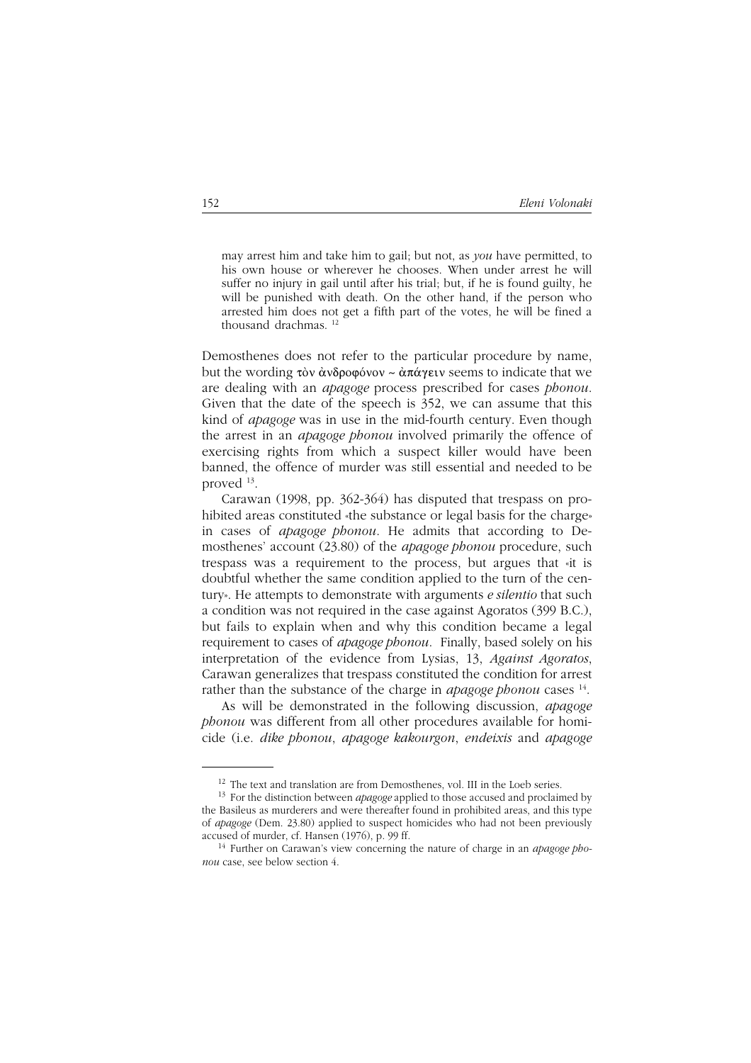> may arrest him and take him to gail; but not, as *you* have permitted, to his own house or wherever he chooses. When under arrest he will suffer no injury in gail until after his trial; but, if he is found guilty, he will be punished with death. On the other hand, if the person who arrested him does not get a fifth part of the votes, he will be fined a thousand drachmas. [12]

Demosthenes does not refer to the particular procedure by name, but the wording τὸν ἀνδροφόνον ~ ἀπάγειν seems to indicate that we are dealing with an *apagoge* process prescribed for cases *phonou*. Given that the date of the speech is 352, we can assume that this kind of *apagoge* was in use in the mid-fourth century. Even though the arrest in an *apagoge phonou* involved primarily the offence of exercising rights from which a suspect killer would have been banned, the offence of murder was still essential and needed to be proved [13].

Carawan (1998, pp. 362-364) has disputed that trespass on prohibited areas constituted «the substance or legal basis for the charge» in cases of *apagoge phonou*. He admits that according to Demosthenes' account (23.80) of the *apagoge phonou* procedure, such trespass was a requirement to the process, but argues that «it is doubtful whether the same condition applied to the turn of the century». He attempts to demonstrate with arguments *e silentio* that such a condition was not required in the case against Agoratos (399 B.C.), but fails to explain when and why this condition became a legal requirement to cases of *apagoge phonou*. Finally, based solely on his interpretation of the evidence from Lysias, 13, *Against Agoratos*, Carawan generalizes that trespass constituted the condition for arrest rather than the substance of the charge in *apagoge phonou* cases [14].

As will be demonstrated in the following discussion, *apagoge phonou* was different from all other procedures available for homicide (i.e. *dike phonou*, *apagoge kakourgon*, *endeixis* and *apagoge*

---

[12] The text and translation are from Demosthenes, vol. III in the Loeb series.

[13] For the distinction between *apagoge* applied to those accused and proclaimed by the Basileus as murderers and were thereafter found in prohibited areas, and this type of *apagoge* (Dem. 23.80) applied to suspect homicides who had not been previously accused of murder, cf. Hansen (1976), p. 99 ff.

[14] Further on Carawan's view concerning the nature of charge in an *apagoge phonou* case, see below section 4.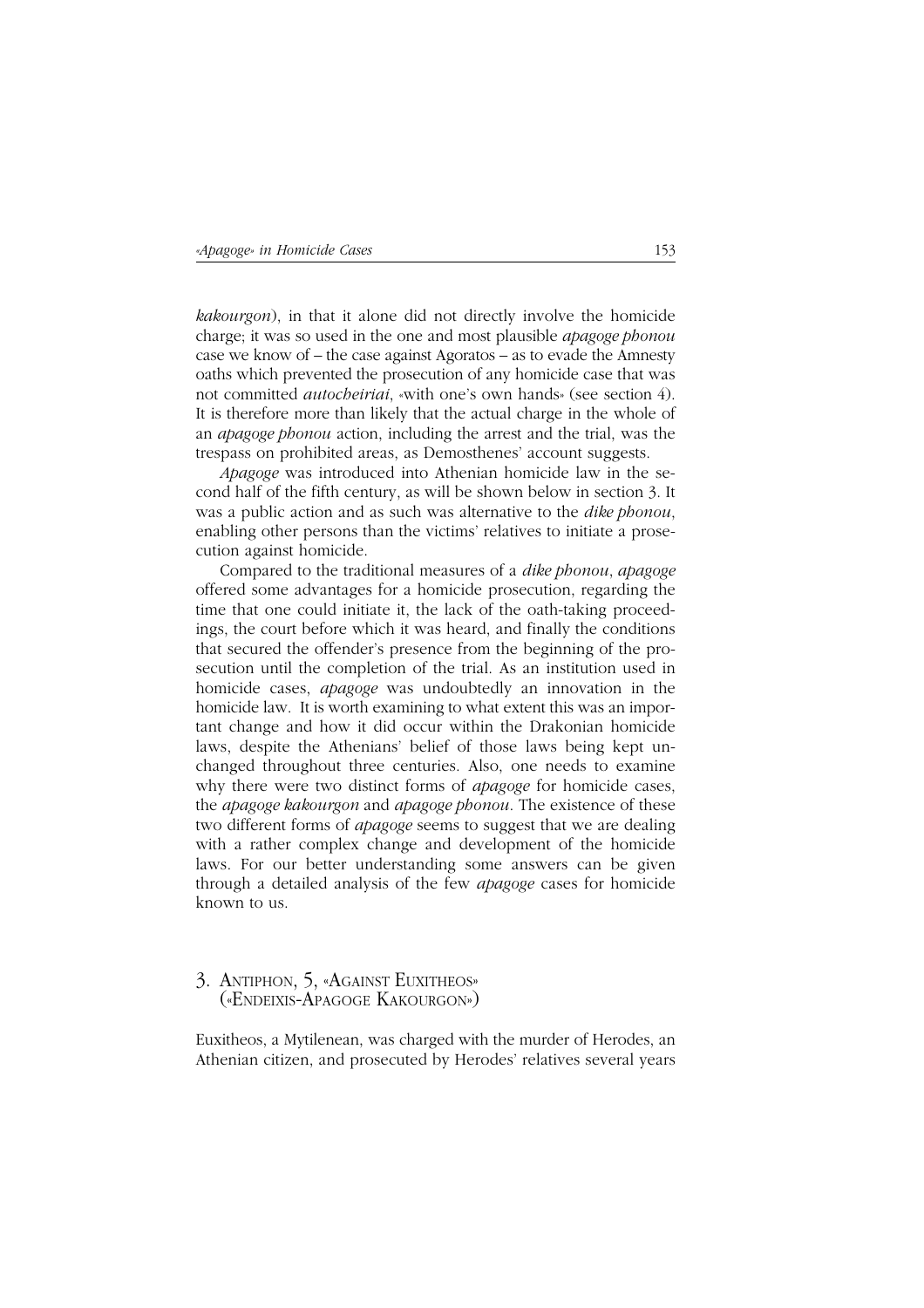*kakourgon*), in that it alone did not directly involve the homicide charge; it was so used in the one and most plausible *apagoge phonou* case we know of – the case against Agoratos – as to evade the Amnesty oaths which prevented the prosecution of any homicide case that was not committed *autocheiriai*, «with one's own hands» (see section 4). It is therefore more than likely that the actual charge in the whole of an *apagoge phonou* action, including the arrest and the trial, was the trespass on prohibited areas, as Demosthenes' account suggests.

*Apagoge* was introduced into Athenian homicide law in the second half of the fifth century, as will be shown below in section 3. It was a public action and as such was alternative to the *dike phonou*, enabling other persons than the victims' relatives to initiate a prosecution against homicide.

Compared to the traditional measures of a *dike phonou*, *apagoge* offered some advantages for a homicide prosecution, regarding the time that one could initiate it, the lack of the oath-taking proceedings, the court before which it was heard, and finally the conditions that secured the offender's presence from the beginning of the prosecution until the completion of the trial. As an institution used in homicide cases, *apagoge* was undoubtedly an innovation in the homicide law. It is worth examining to what extent this was an important change and how it did occur within the Drakonian homicide laws, despite the Athenians' belief of those laws being kept unchanged throughout three centuries. Also, one needs to examine why there were two distinct forms of *apagoge* for homicide cases, the *apagoge kakourgon* and *apagoge phonou*. The existence of these two different forms of *apagoge* seems to suggest that we are dealing with a rather complex change and development of the homicide laws. For our better understanding some answers can be given through a detailed analysis of the few *apagoge* cases for homicide known to us.

## 3. Antiphon, 5, «Against Euxitheos» («Endeixis-Apagoge Kakourgon»)

Euxitheos, a Mytilenean, was charged with the murder of Herodes, an Athenian citizen, and prosecuted by Herodes' relatives several years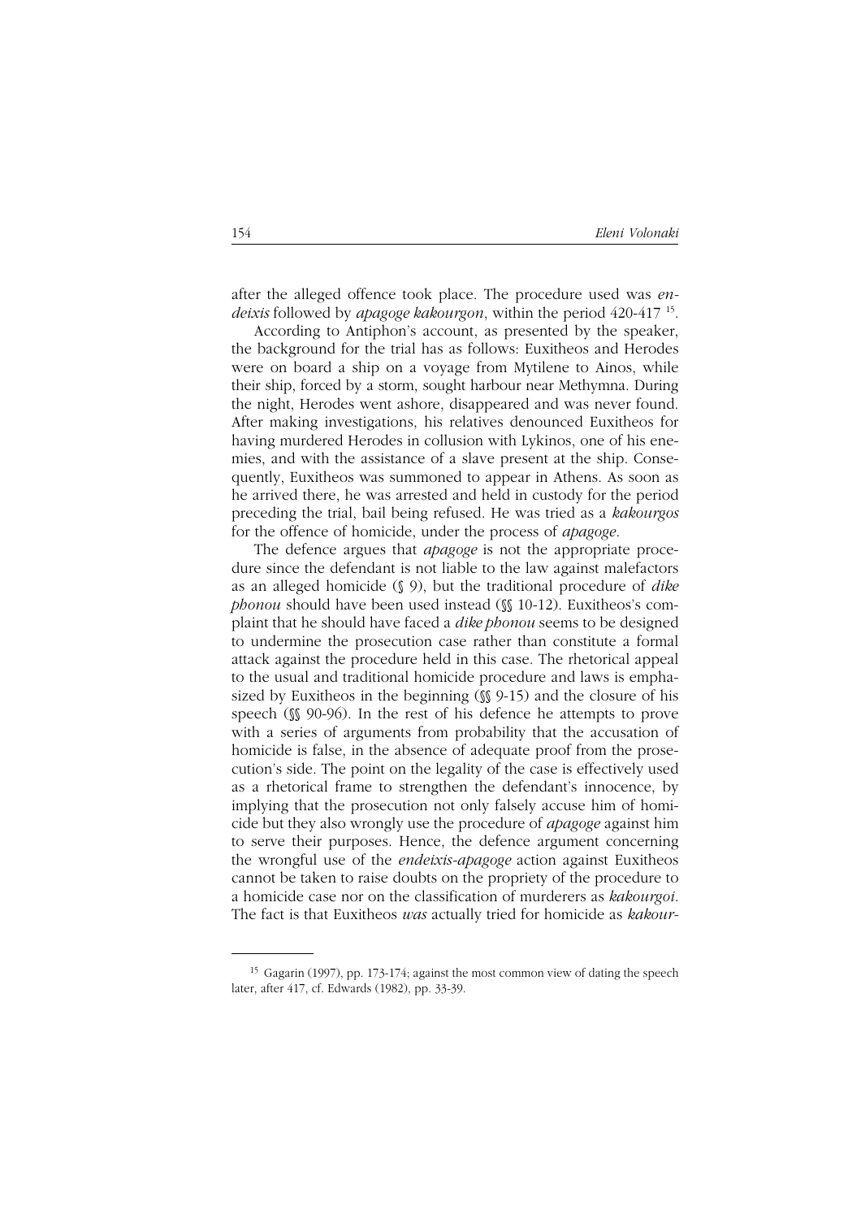after the alleged offence took place. The procedure used was *endeixis* followed by *apagoge kakourgon*, within the period 420-417 [15].

According to Antiphon's account, as presented by the speaker, the background for the trial has as follows: Euxitheos and Herodes were on board a ship on a voyage from Mytilene to Ainos, while their ship, forced by a storm, sought harbour near Methymna. During the night, Herodes went ashore, disappeared and was never found. After making investigations, his relatives denounced Euxitheos for having murdered Herodes in collusion with Lykinos, one of his enemies, and with the assistance of a slave present at the ship. Consequently, Euxitheos was summoned to appear in Athens. As soon as he arrived there, he was arrested and held in custody for the period preceding the trial, bail being refused. He was tried as a *kakourgos* for the offence of homicide, under the process of *apagoge*.

The defence argues that *apagoge* is not the appropriate procedure since the defendant is not liable to the law against malefactors as an alleged homicide (§ 9), but the traditional procedure of *dike phonou* should have been used instead (§§ 10-12). Euxitheos's complaint that he should have faced a *dike phonou* seems to be designed to undermine the prosecution case rather than constitute a formal attack against the procedure held in this case. The rhetorical appeal to the usual and traditional homicide procedure and laws is emphasized by Euxitheos in the beginning (§§ 9-15) and the closure of his speech (§§ 90-96). In the rest of his defence he attempts to prove with a series of arguments from probability that the accusation of homicide is false, in the absence of adequate proof from the prosecution's side. The point on the legality of the case is effectively used as a rhetorical frame to strengthen the defendant's innocence, by implying that the prosecution not only falsely accuse him of homicide but they also wrongly use the procedure of *apagoge* against him to serve their purposes. Hence, the defence argument concerning the wrongful use of the *endeixis-apagoge* action against Euxitheos cannot be taken to raise doubts on the propriety of the procedure to a homicide case nor on the classification of murderers as *kakourgoi*. The fact is that Euxitheos *was* actually tried for homicide as *kakour-*

---

[15] Gagarin (1997), pp. 173-174; against the most common view of dating the speech later, after 417, cf. Edwards (1982), pp. 33-39.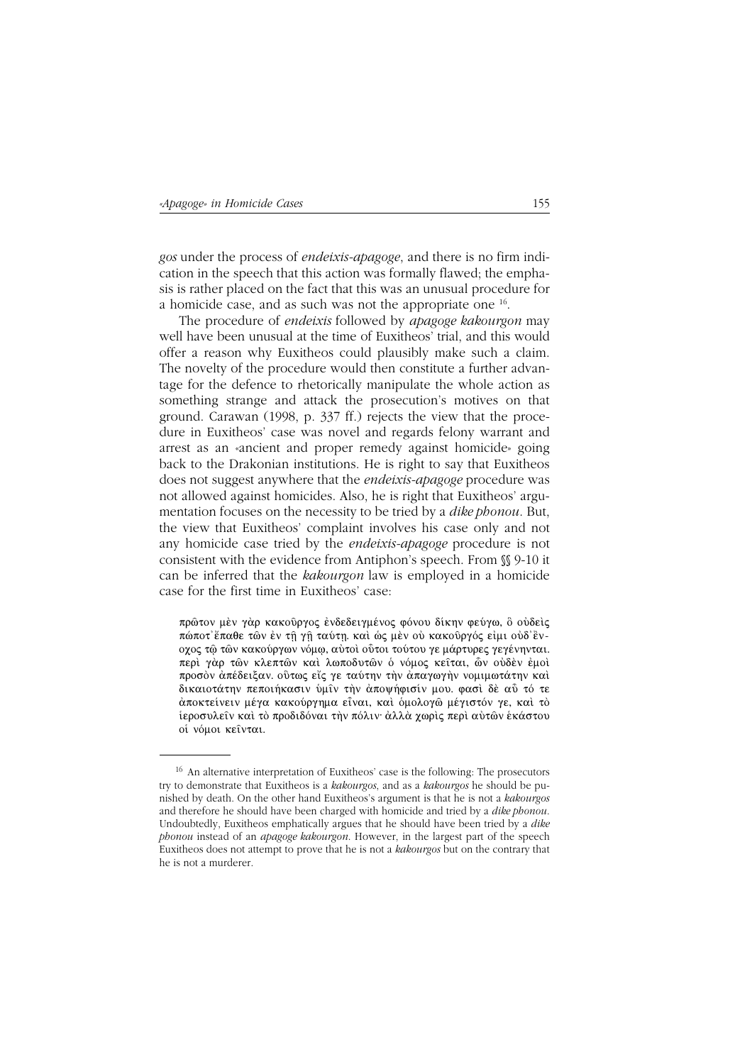*gos* under the process of *endeixis-apagoge*, and there is no firm indication in the speech that this action was formally flawed; the emphasis is rather placed on the fact that this was an unusual procedure for a homicide case, and as such was not the appropriate one [16].

The procedure of *endeixis* followed by *apagoge kakourgon* may well have been unusual at the time of Euxitheos' trial, and this would offer a reason why Euxitheos could plausibly make such a claim. The novelty of the procedure would then constitute a further advantage for the defence to rhetorically manipulate the whole action as something strange and attack the prosecution's motives on that ground. Carawan (1998, p. 337 ff.) rejects the view that the procedure in Euxitheos' case was novel and regards felony warrant and arrest as an «ancient and proper remedy against homicide» going back to the Drakonian institutions. He is right to say that Euxitheos does not suggest anywhere that the *endeixis-apagoge* procedure was not allowed against homicides. Also, he is right that Euxitheos' argumentation focuses on the necessity to be tried by a *dike phonou*. But, the view that Euxitheos' complaint involves his case only and not any homicide case tried by the *endeixis-apagoge* procedure is not consistent with the evidence from Antiphon's speech. From §§ 9-10 it can be inferred that the *kakourgon* law is employed in a homicide case for the first time in Euxitheos' case:

> πρῶτον μὲν γὰρ κακοῦργος ἐνδεδειγμένος φόνου δίκην φεύγω, ὃ οὐδεὶς πώποτ᾽ἔπαθε τῶν ἐν τῇ γῇ ταύτῃ. καὶ ὡς μὲν οὐ κακοῦργός εἰμι οὐδ᾽ἔνοχος τῷ τῶν κακούργων νόμῳ, αὐτοὶ οὗτοι τούτου γε μάρτυρες γεγένηνται. περὶ γὰρ τῶν κλεπτῶν καὶ λωποδυτῶν ὁ νόμος κεῖται, ὧν οὐδὲν ἐμοὶ προσὸν ἀπέδειξαν. οὕτως εἴς γε ταύτην τὴν ἀπαγωγὴν νομιμωτάτην καὶ δικαιοτάτην πεποιήκασιν ὑμῖν τὴν ἀποψήφισίν μου. φασὶ δὲ αὖ τό τε ἀποκτείνειν μέγα κακούργημα εἶναι, καὶ ὁμολογῶ μέγιστόν γε, καὶ τὸ ἱεροσυλεῖν καὶ τὸ προδιδόναι τὴν πόλιν· ἀλλὰ χωρὶς περὶ αὐτῶν ἑκάστου οἱ νόμοι κεῖνται.

---

[16] An alternative interpretation of Euxitheos' case is the following: The prosecutors try to demonstrate that Euxitheos is a *kakourgos*, and as a *kakourgos* he should be punished by death. On the other hand Euxitheos's argument is that he is not a *kakourgos* and therefore he should have been charged with homicide and tried by a *dike phonou*. Undoubtedly, Euxitheos emphatically argues that he should have been tried by a *dike phonou* instead of an *apagoge kakourgon*. However, in the largest part of the speech Euxitheos does not attempt to prove that he is not a *kakourgos* but on the contrary that he is not a murderer.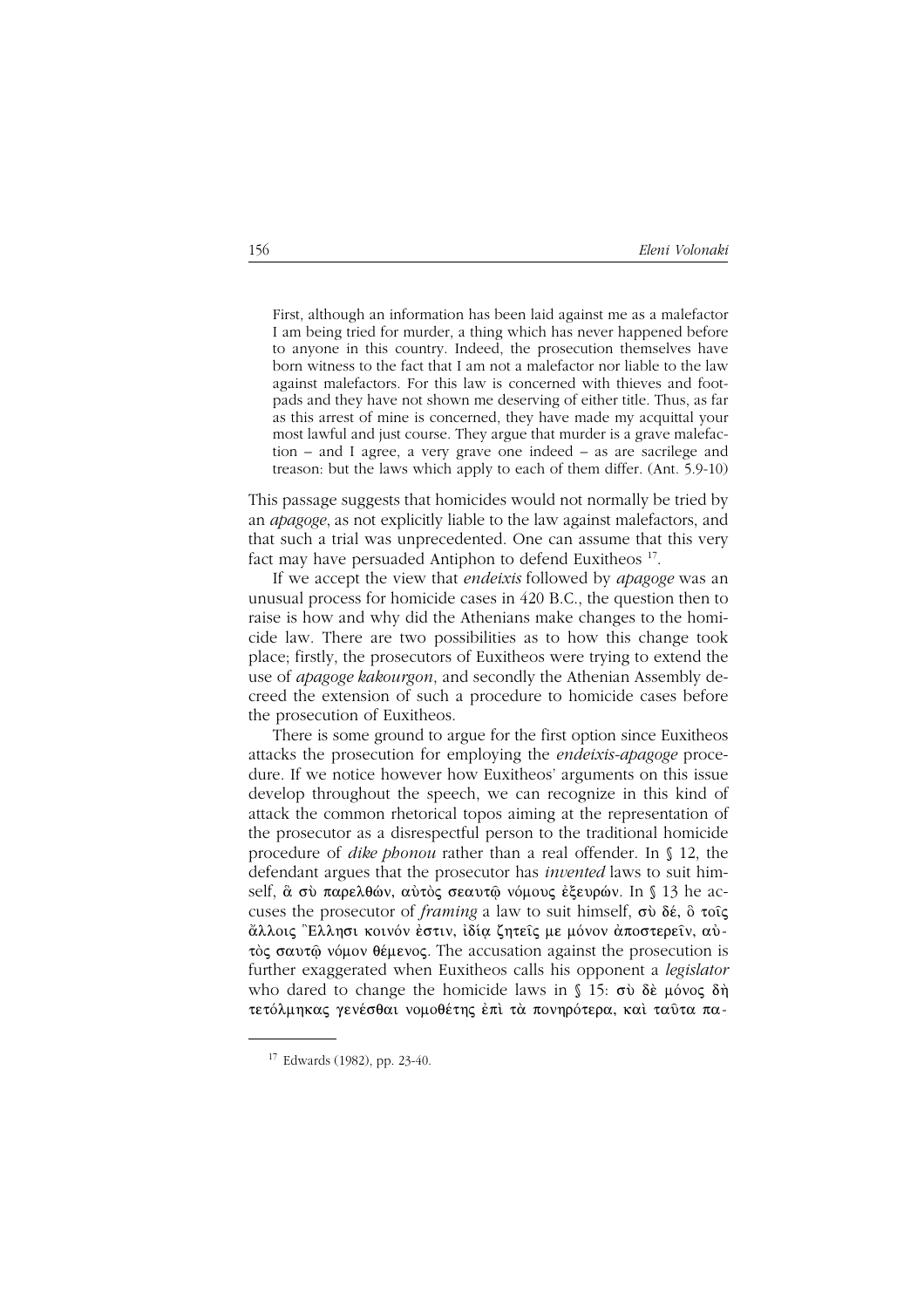> First, although an information has been laid against me as a malefactor I am being tried for murder, a thing which has never happened before to anyone in this country. Indeed, the prosecution themselves have born witness to the fact that I am not a malefactor nor liable to the law against malefactors. For this law is concerned with thieves and footpads and they have not shown me deserving of either title. Thus, as far as this arrest of mine is concerned, they have made my acquittal your most lawful and just course. They argue that murder is a grave malefaction – and I agree, a very grave one indeed – as are sacrilege and treason: but the laws which apply to each of them differ. (Ant. 5.9-10)

This passage suggests that homicides would not normally be tried by an *apagoge*, as not explicitly liable to the law against malefactors, and that such a trial was unprecedented. One can assume that this very fact may have persuaded Antiphon to defend Euxitheos [17].

If we accept the view that *endeixis* followed by *apagoge* was an unusual process for homicide cases in 420 B.C., the question then to raise is how and why did the Athenians make changes to the homicide law. There are two possibilities as to how this change took place; firstly, the prosecutors of Euxitheos were trying to extend the use of *apagoge kakourgon*, and secondly the Athenian Assembly decreed the extension of such a procedure to homicide cases before the prosecution of Euxitheos.

There is some ground to argue for the first option since Euxitheos attacks the prosecution for employing the *endeixis-apagoge* procedure. If we notice however how Euxitheos' arguments on this issue develop throughout the speech, we can recognize in this kind of attack the common rhetorical topos aiming at the representation of the prosecutor as a disrespectful person to the traditional homicide procedure of *dike phonou* rather than a real offender. In § 12, the defendant argues that the prosecutor has *invented* laws to suit himself, ἃ σὺ παρελθών, αὐτὸς σεαυτῷ νόμους ἐξευρών. In § 13 he accuses the prosecutor of *framing* a law to suit himself, σὺ δέ, ὃ τοῖς ἄλλοις Ἕλλησι κοινόν ἐστιν, ἰδίᾳ ζητεῖς με μόνον ἀποστερεῖν, αὐτὸς σαυτῷ νόμον θέμενος. The accusation against the prosecution is further exaggerated when Euxitheos calls his opponent a *legislator* who dared to change the homicide laws in § 15: σὺ δὲ μόνος δὴ τετόλμηκας γενέσθαι νομοθέτης ἐπὶ τὰ πονηρότερα, καὶ ταῦτα πα-

[17] Edwards (1982), pp. 23-40.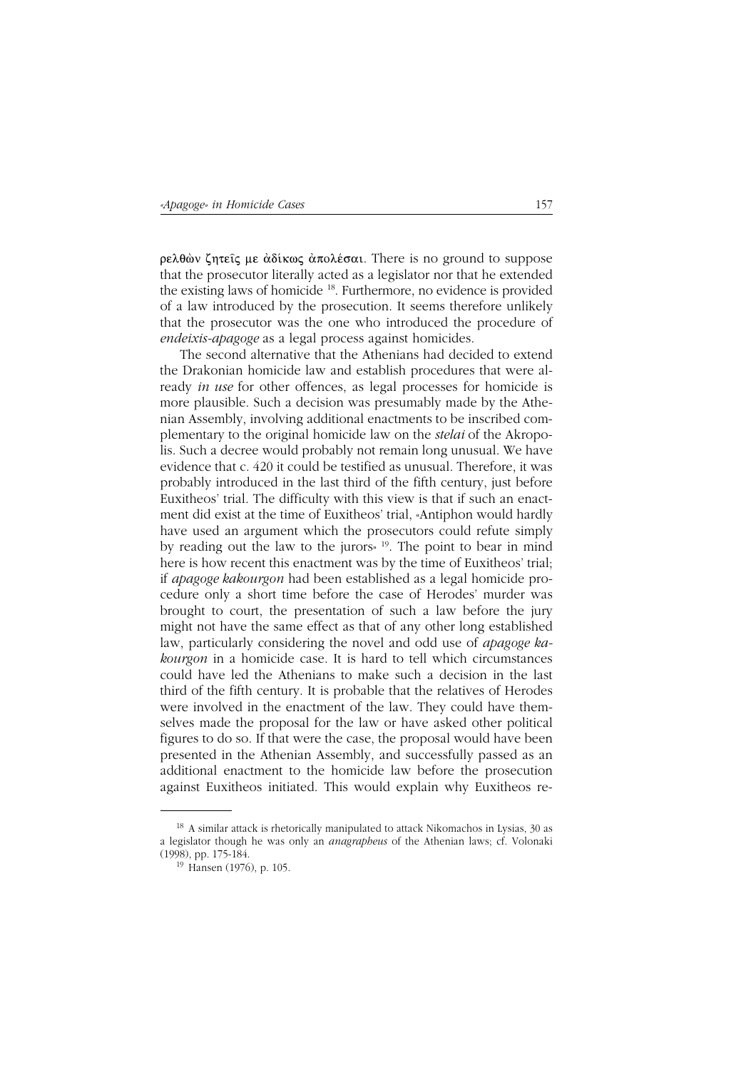ρελθὼν ζητεῖς με ἀδίκως ἀπολέσαι. There is no ground to suppose that the prosecutor literally acted as a legislator nor that he extended the existing laws of homicide [18]. Furthermore, no evidence is provided of a law introduced by the prosecution. It seems therefore unlikely that the prosecutor was the one who introduced the procedure of *endeixis-apagoge* as a legal process against homicides.

The second alternative that the Athenians had decided to extend the Drakonian homicide law and establish procedures that were already *in use* for other offences, as legal processes for homicide is more plausible. Such a decision was presumably made by the Athenian Assembly, involving additional enactments to be inscribed complementary to the original homicide law on the *stelai* of the Akropolis. Such a decree would probably not remain long unusual. We have evidence that c. 420 it could be testified as unusual. Therefore, it was probably introduced in the last third of the fifth century, just before Euxitheos' trial. The difficulty with this view is that if such an enactment did exist at the time of Euxitheos' trial, «Antiphon would hardly have used an argument which the prosecutors could refute simply by reading out the law to the jurors» [19]. The point to bear in mind here is how recent this enactment was by the time of Euxitheos' trial; if *apagoge kakourgon* had been established as a legal homicide procedure only a short time before the case of Herodes' murder was brought to court, the presentation of such a law before the jury might not have the same effect as that of any other long established law, particularly considering the novel and odd use of *apagoge kakourgon* in a homicide case. It is hard to tell which circumstances could have led the Athenians to make such a decision in the last third of the fifth century. It is probable that the relatives of Herodes were involved in the enactment of the law. They could have themselves made the proposal for the law or have asked other political figures to do so. If that were the case, the proposal would have been presented in the Athenian Assembly, and successfully passed as an additional enactment to the homicide law before the prosecution against Euxitheos initiated. This would explain why Euxitheos re-

---

[18] A similar attack is rhetorically manipulated to attack Nikomachos in Lysias, 30 as a legislator though he was only an *anagrapheus* of the Athenian laws; cf. Volonaki (1998), pp. 175-184.

[19] Hansen (1976), p. 105.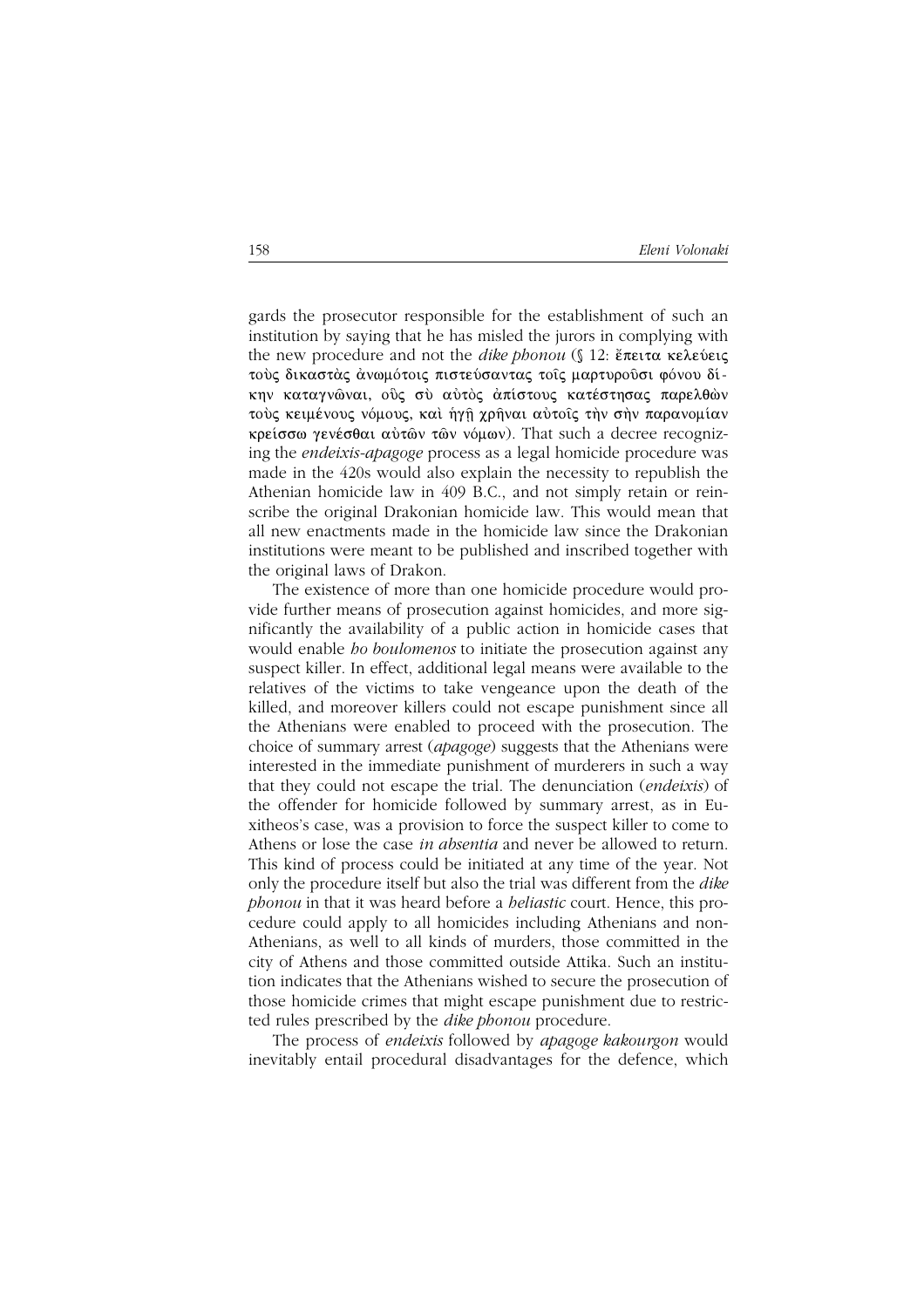gards the prosecutor responsible for the establishment of such an institution by saying that he has misled the jurors in complying with the new procedure and not the *dike phonou* (§ 12: ἔπειτα κελεύεις τοὺς δικαστὰς ἀνωμότοις πιστεύσαντας τοῖς μαρτυροῦσι φόνου δίκην καταγνῶναι, οὓς σὺ αὐτὸς ἀπίστους κατέστησας παρελθὼν τοὺς κειμένους νόμους, καὶ ἡγῇ χρῆναι αὐτοῖς τὴν σὴν παρανομίαν κρείσσω γενέσθαι αὐτῶν τῶν νόμων). That such a decree recognizing the *endeixis-apagoge* process as a legal homicide procedure was made in the 420s would also explain the necessity to republish the Athenian homicide law in 409 B.C., and not simply retain or reinscribe the original Drakonian homicide law. This would mean that all new enactments made in the homicide law since the Drakonian institutions were meant to be published and inscribed together with the original laws of Drakon.

The existence of more than one homicide procedure would provide further means of prosecution against homicides, and more significantly the availability of a public action in homicide cases that would enable *ho boulomenos* to initiate the prosecution against any suspect killer. In effect, additional legal means were available to the relatives of the victims to take vengeance upon the death of the killed, and moreover killers could not escape punishment since all the Athenians were enabled to proceed with the prosecution. The choice of summary arrest (*apagoge*) suggests that the Athenians were interested in the immediate punishment of murderers in such a way that they could not escape the trial. The denunciation (*endeixis*) of the offender for homicide followed by summary arrest, as in Euxitheos's case, was a provision to force the suspect killer to come to Athens or lose the case *in absentia* and never be allowed to return. This kind of process could be initiated at any time of the year. Not only the procedure itself but also the trial was different from the *dike phonou* in that it was heard before a *heliastic* court. Hence, this procedure could apply to all homicides including Athenians and non-Athenians, as well to all kinds of murders, those committed in the city of Athens and those committed outside Attika. Such an institution indicates that the Athenians wished to secure the prosecution of those homicide crimes that might escape punishment due to restricted rules prescribed by the *dike phonou* procedure.

The process of *endeixis* followed by *apagoge kakourgon* would inevitably entail procedural disadvantages for the defence, which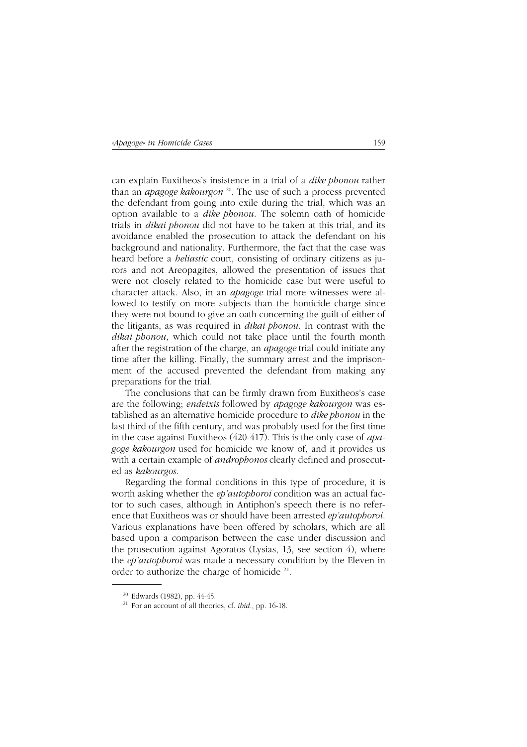can explain Euxitheos's insistence in a trial of a *dike phonou* rather than an *apagoge kakourgon* [20]. The use of such a process prevented the defendant from going into exile during the trial, which was an option available to a *dike phonou*. The solemn oath of homicide trials in *dikai phonou* did not have to be taken at this trial, and its avoidance enabled the prosecution to attack the defendant on his background and nationality. Furthermore, the fact that the case was heard before a *heliastic* court, consisting of ordinary citizens as jurors and not Areopagites, allowed the presentation of issues that were not closely related to the homicide case but were useful to character attack. Also, in an *apagoge* trial more witnesses were allowed to testify on more subjects than the homicide charge since they were not bound to give an oath concerning the guilt of either of the litigants, as was required in *dikai phonou*. In contrast with the *dikai phonou*, which could not take place until the fourth month after the registration of the charge, an *apagoge* trial could initiate any time after the killing. Finally, the summary arrest and the imprisonment of the accused prevented the defendant from making any preparations for the trial.

The conclusions that can be firmly drawn from Euxitheos's case are the following; *endeixis* followed by *apagoge kakourgon* was established as an alternative homicide procedure to *dike phonou* in the last third of the fifth century, and was probably used for the first time in the case against Euxitheos (420-417). This is the only case of *apagoge kakourgon* used for homicide we know of, and it provides us with a certain example of *androphonos* clearly defined and prosecuted as *kakourgos*.

Regarding the formal conditions in this type of procedure, it is worth asking whether the *ep'autophoroi* condition was an actual factor to such cases, although in Antiphon's speech there is no reference that Euxitheos was or should have been arrested *ep'autophoroi*. Various explanations have been offered by scholars, which are all based upon a comparison between the case under discussion and the prosecution against Agoratos (Lysias, 13, see section 4), where the *ep'autophoroi* was made a necessary condition by the Eleven in order to authorize the charge of homicide [21].

---

[20] Edwards (1982), pp. 44-45.

[21] For an account of all theories, cf. *ibid*., pp. 16-18.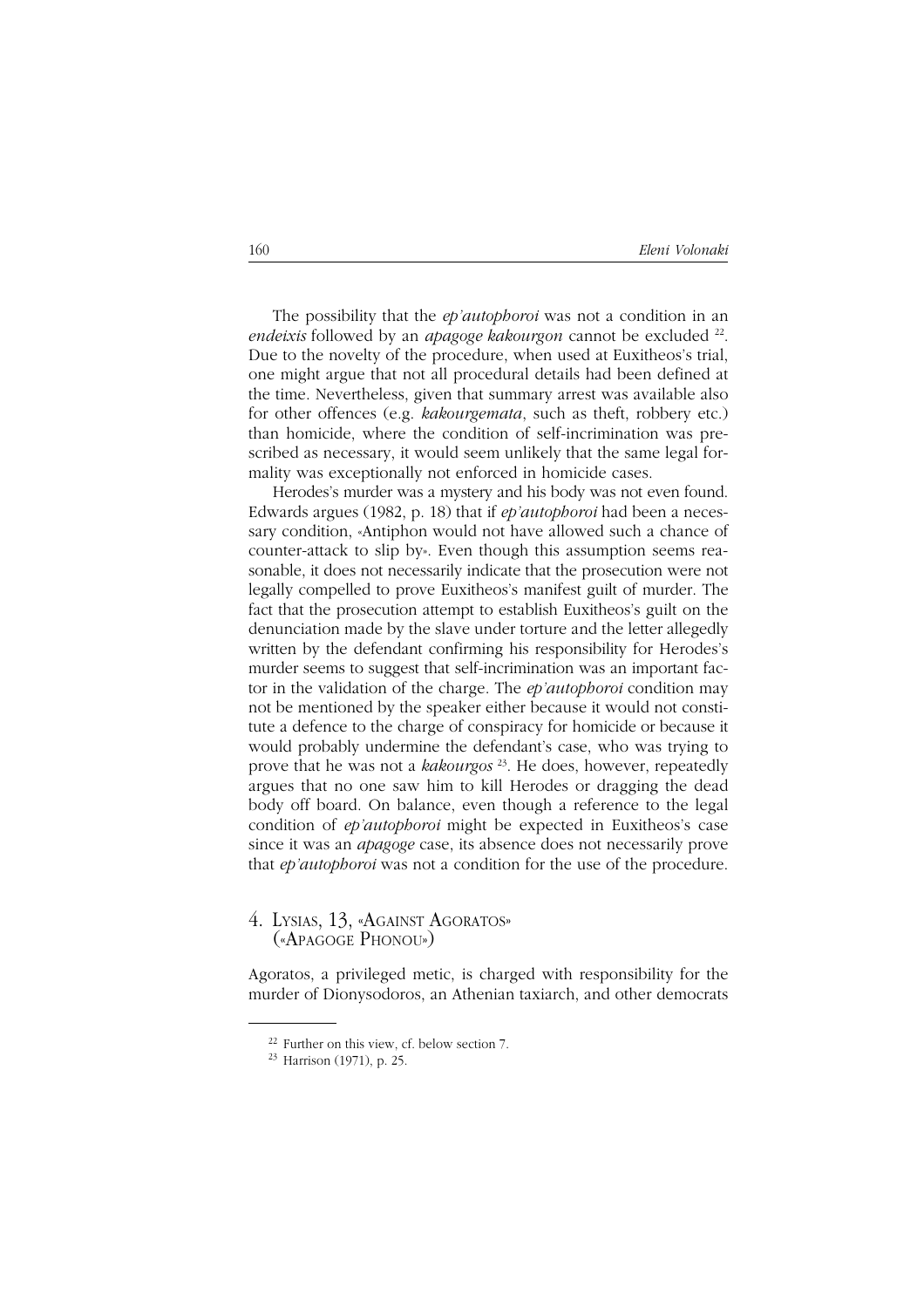The possibility that the *ep'autophoroi* was not a condition in an *endeixis* followed by an *apagoge kakourgon* cannot be excluded [22]. Due to the novelty of the procedure, when used at Euxitheos's trial, one might argue that not all procedural details had been defined at the time. Nevertheless, given that summary arrest was available also for other offences (e.g. *kakourgemata*, such as theft, robbery etc.) than homicide, where the condition of self-incrimination was prescribed as necessary, it would seem unlikely that the same legal formality was exceptionally not enforced in homicide cases.

Herodes's murder was a mystery and his body was not even found. Edwards argues (1982, p. 18) that if *ep'autophoroi* had been a necessary condition, «Antiphon would not have allowed such a chance of counter-attack to slip by». Even though this assumption seems reasonable, it does not necessarily indicate that the prosecution were not legally compelled to prove Euxitheos's manifest guilt of murder. The fact that the prosecution attempt to establish Euxitheos's guilt on the denunciation made by the slave under torture and the letter allegedly written by the defendant confirming his responsibility for Herodes's murder seems to suggest that self-incrimination was an important factor in the validation of the charge. The *ep'autophoroi* condition may not be mentioned by the speaker either because it would not constitute a defence to the charge of conspiracy for homicide or because it would probably undermine the defendant's case, who was trying to prove that he was not a *kakourgos* [23]. He does, however, repeatedly argues that no one saw him to kill Herodes or dragging the dead body off board. On balance, even though a reference to the legal condition of *ep'autophoroi* might be expected in Euxitheos's case since it was an *apagoge* case, its absence does not necessarily prove that *ep'autophoroi* was not a condition for the use of the procedure.

## 4. Lysias, 13, «Against Agoratos» («Apagoge Phonou»)

Agoratos, a privileged metic, is charged with responsibility for the murder of Dionysodoros, an Athenian taxiarch, and other democrats

---

[22] Further on this view, cf. below section 7.

[23] Harrison (1971), p. 25.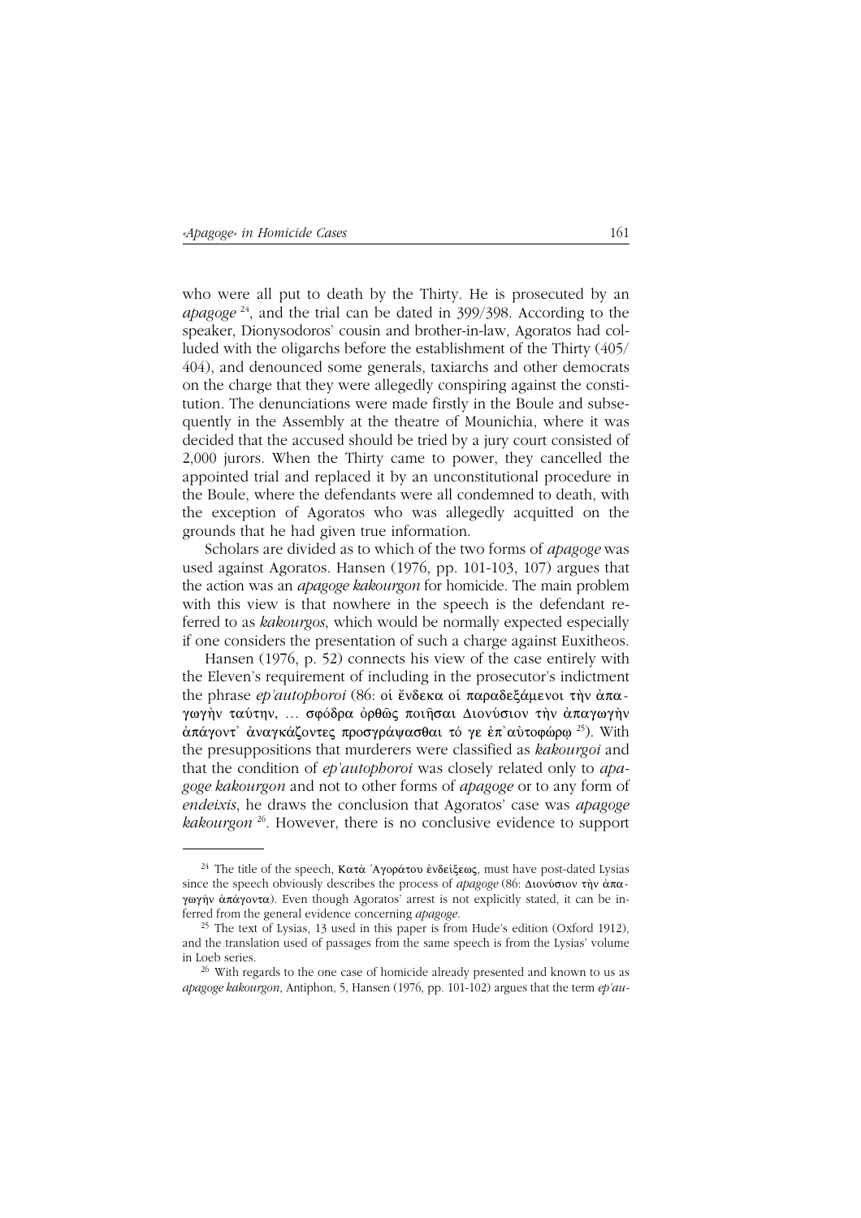who were all put to death by the Thirty. He is prosecuted by an *apagoge* [24], and the trial can be dated in 399/398. According to the speaker, Dionysodoros' cousin and brother-in-law, Agoratos had colluded with the oligarchs before the establishment of the Thirty (405/404), and denounced some generals, taxiarchs and other democrats on the charge that they were allegedly conspiring against the constitution. The denunciations were made firstly in the Boule and subsequently in the Assembly at the theatre of Mounichia, where it was decided that the accused should be tried by a jury court consisted of 2,000 jurors. When the Thirty came to power, they cancelled the appointed trial and replaced it by an unconstitutional procedure in the Boule, where the defendants were all condemned to death, with the exception of Agoratos who was allegedly acquitted on the grounds that he had given true information.

Scholars are divided as to which of the two forms of *apagoge* was used against Agoratos. Hansen (1976, pp. 101-103, 107) argues that the action was an *apagoge kakourgon* for homicide. The main problem with this view is that nowhere in the speech is the defendant referred to as *kakourgos*, which would be normally expected especially if one considers the presentation of such a charge against Euxitheos.

Hansen (1976, p. 52) connects his view of the case entirely with the Eleven's requirement of including in the prosecutor's indictment the phrase *ep'autophoroi* (86: οἱ ἕνδεκα οἱ παραδεξάμενοι τὴν ἀπαγωγὴν ταύτην, … σφόδρα ὀρθῶς ποιῆσαι Διονύσιον τὴν ἀπαγωγὴν ἀπάγοντ' ἀναγκάζοντες προσγράψασθαι τό γε ἐπ' αὐτοφώρῳ [25]). With the presuppositions that murderers were classified as *kakourgoi* and that the condition of *ep'autophoroi* was closely related only to *apagoge kakourgon* and not to other forms of *apagoge* or to any form of *endeixis*, he draws the conclusion that Agoratos' case was *apagoge kakourgon* [26]. However, there is no conclusive evidence to support

---

[24] The title of the speech, Κατὰ Ἀγοράτου ἐνδείξεως, must have post-dated Lysias since the speech obviously describes the process of *apagoge* (86: Διονύσιον τὴν ἀπαγωγὴν ἀπάγοντα). Even though Agoratos' arrest is not explicitly stated, it can be inferred from the general evidence concerning *apagoge*.

[25] The text of Lysias, 13 used in this paper is from Hude's edition (Oxford 1912), and the translation used of passages from the same speech is from the Lysias' volume in Loeb series.

[26] With regards to the one case of homicide already presented and known to us as *apagoge kakourgon*, Antiphon, 5, Hansen (1976, pp. 101-102) argues that the term *ep'au-*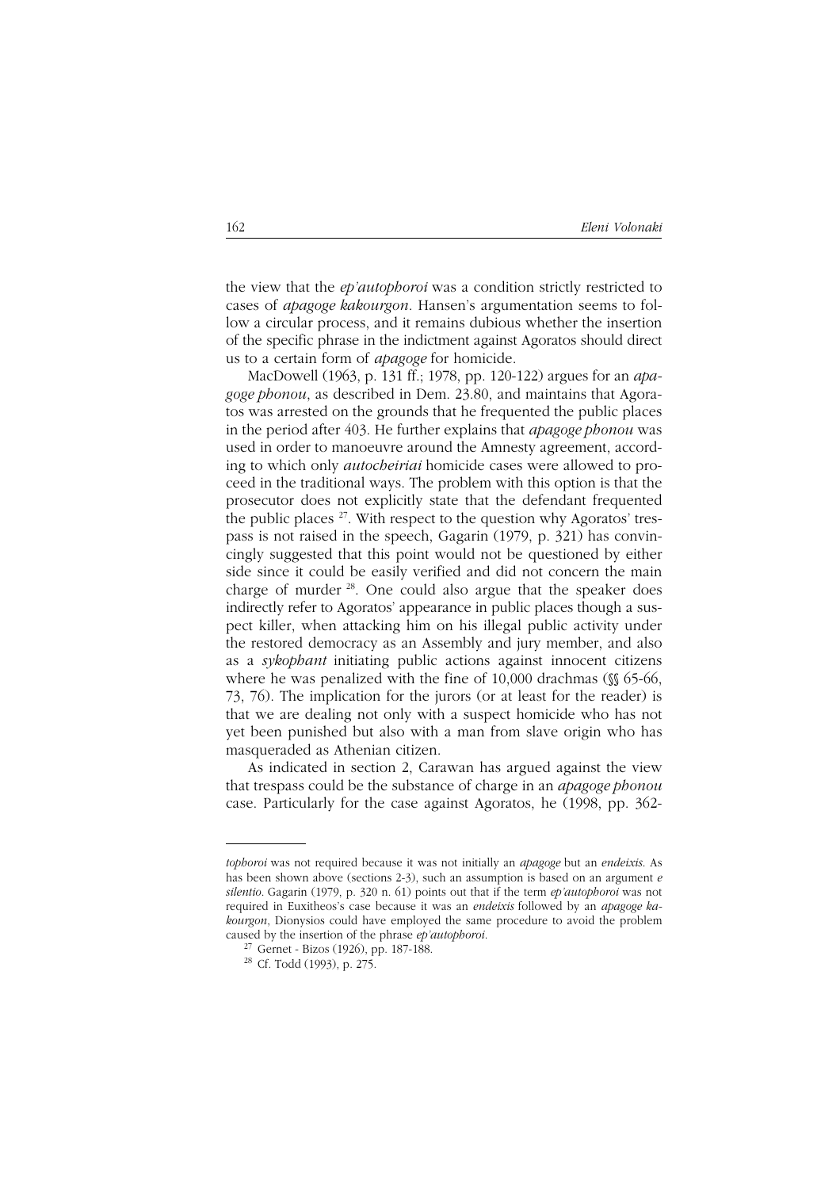the view that the *ep'autophoroi* was a condition strictly restricted to cases of *apagoge kakourgon*. Hansen's argumentation seems to follow a circular process, and it remains dubious whether the insertion of the specific phrase in the indictment against Agoratos should direct us to a certain form of *apagoge* for homicide.

MacDowell (1963, p. 131 ff.; 1978, pp. 120-122) argues for an *apagoge phonou*, as described in Dem. 23.80, and maintains that Agoratos was arrested on the grounds that he frequented the public places in the period after 403. He further explains that *apagoge phonou* was used in order to manoeuvre around the Amnesty agreement, according to which only *autocheiriai* homicide cases were allowed to proceed in the traditional ways. The problem with this option is that the prosecutor does not explicitly state that the defendant frequented the public places [27]. With respect to the question why Agoratos' trespass is not raised in the speech, Gagarin (1979, p. 321) has convincingly suggested that this point would not be questioned by either side since it could be easily verified and did not concern the main charge of murder [28]. One could also argue that the speaker does indirectly refer to Agoratos' appearance in public places though a suspect killer, when attacking him on his illegal public activity under the restored democracy as an Assembly and jury member, and also as a *sykophant* initiating public actions against innocent citizens where he was penalized with the fine of 10,000 drachmas (§§ 65-66, 73, 76). The implication for the jurors (or at least for the reader) is that we are dealing not only with a suspect homicide who has not yet been punished but also with a man from slave origin who has masqueraded as Athenian citizen.

As indicated in section 2, Carawan has argued against the view that trespass could be the substance of charge in an *apagoge phonou* case. Particularly for the case against Agoratos, he (1998, pp. 362-

---

*tophoroi* was not required because it was not initially an *apagoge* but an *endeixis*. As has been shown above (sections 2-3), such an assumption is based on an argument *e silentio*. Gagarin (1979, p. 320 n. 61) points out that if the term *ep'autophoroi* was not required in Euxitheos's case because it was an *endeixis* followed by an *apagoge kakourgon*, Dionysios could have employed the same procedure to avoid the problem caused by the insertion of the phrase *ep'autophoroi*.

[27] Gernet - Bizos (1926), pp. 187-188.

[28] Cf. Todd (1993), p. 275.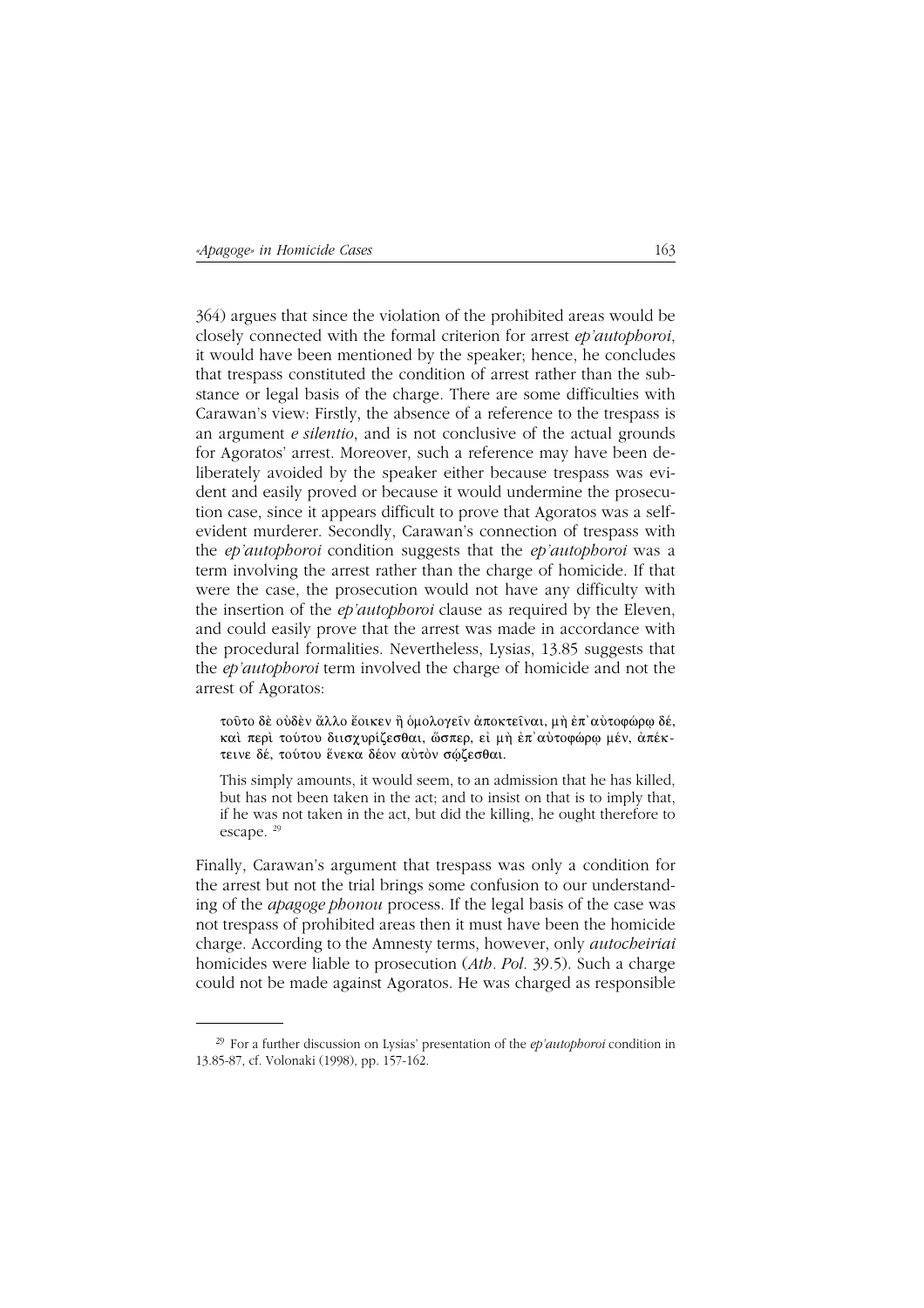364) argues that since the violation of the prohibited areas would be closely connected with the formal criterion for arrest *ep'autophoroi*, it would have been mentioned by the speaker; hence, he concludes that trespass constituted the condition of arrest rather than the substance or legal basis of the charge. There are some difficulties with Carawan's view: Firstly, the absence of a reference to the trespass is an argument *e silentio*, and is not conclusive of the actual grounds for Agoratos' arrest. Moreover, such a reference may have been deliberately avoided by the speaker either because trespass was evident and easily proved or because it would undermine the prosecution case, since it appears difficult to prove that Agoratos was a self-evident murderer. Secondly, Carawan's connection of trespass with the *ep'autophoroi* condition suggests that the *ep'autophoroi* was a term involving the arrest rather than the charge of homicide. If that were the case, the prosecution would not have any difficulty with the insertion of the *ep'autophoroi* clause as required by the Eleven, and could easily prove that the arrest was made in accordance with the procedural formalities. Nevertheless, Lysias, 13.85 suggests that the *ep'autophoroi* term involved the charge of homicide and not the arrest of Agoratos:

> τοῦτο δὲ οὐδὲν ἄλλο ἔοικεν ἢ ὁμολογεῖν ἀποκτεῖναι, μὴ ἐπ᾽αὐτοφώρῳ δέ, καὶ περὶ τούτου διισχυρίζεσθαι, ὥσπερ, εἰ μὴ ἐπ᾽αὐτοφώρῳ μέν, ἀπέκτεινε δέ, τούτου ἕνεκα δέον αὐτὸν σῴζεσθαι.
>
> This simply amounts, it would seem, to an admission that he has killed, but has not been taken in the act; and to insist on that is to imply that, if he was not taken in the act, but did the killing, he ought therefore to escape. [29]

Finally, Carawan's argument that trespass was only a condition for the arrest but not the trial brings some confusion to our understanding of the *apagoge phonou* process. If the legal basis of the case was not trespass of prohibited areas then it must have been the homicide charge. According to the Amnesty terms, however, only *autocheiriai* homicides were liable to prosecution (*Ath. Pol.* 39.5). Such a charge could not be made against Agoratos. He was charged as responsible

---

[29] For a further discussion on Lysias' presentation of the *ep'autophoroi* condition in 13.85-87, cf. Volonaki (1998), pp. 157-162.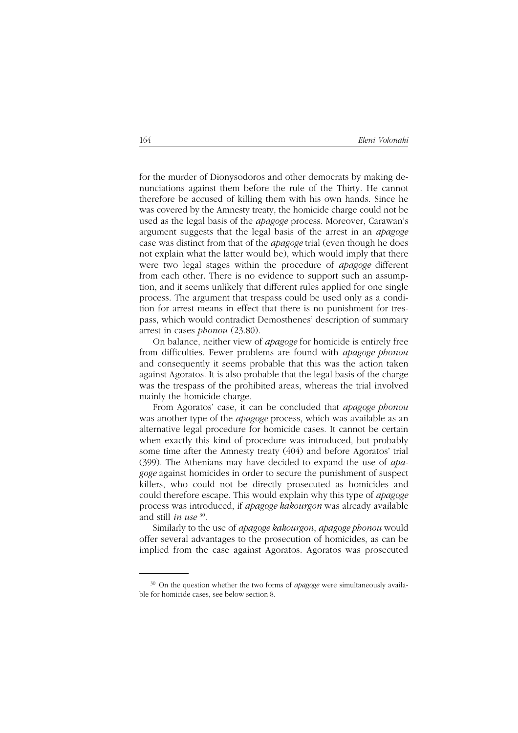for the murder of Dionysodoros and other democrats by making denunciations against them before the rule of the Thirty. He cannot therefore be accused of killing them with his own hands. Since he was covered by the Amnesty treaty, the homicide charge could not be used as the legal basis of the *apagoge* process. Moreover, Carawan's argument suggests that the legal basis of the arrest in an *apagoge* case was distinct from that of the *apagoge* trial (even though he does not explain what the latter would be), which would imply that there were two legal stages within the procedure of *apagoge* different from each other. There is no evidence to support such an assumption, and it seems unlikely that different rules applied for one single process. The argument that trespass could be used only as a condition for arrest means in effect that there is no punishment for trespass, which would contradict Demosthenes' description of summary arrest in cases *phonou* (23.80).

On balance, neither view of *apagoge* for homicide is entirely free from difficulties. Fewer problems are found with *apagoge phonou* and consequently it seems probable that this was the action taken against Agoratos. It is also probable that the legal basis of the charge was the trespass of the prohibited areas, whereas the trial involved mainly the homicide charge.

From Agoratos' case, it can be concluded that *apagoge phonou* was another type of the *apagoge* process, which was available as an alternative legal procedure for homicide cases. It cannot be certain when exactly this kind of procedure was introduced, but probably some time after the Amnesty treaty (404) and before Agoratos' trial (399). The Athenians may have decided to expand the use of *apagoge* against homicides in order to secure the punishment of suspect killers, who could not be directly prosecuted as homicides and could therefore escape. This would explain why this type of *apagoge* process was introduced, if *apagoge kakourgon* was already available and still *in use* [30].

Similarly to the use of *apagoge kakourgon*, *apagoge phonou* would offer several advantages to the prosecution of homicides, as can be implied from the case against Agoratos. Agoratos was prosecuted

---

[30] On the question whether the two forms of *apagoge* were simultaneously available for homicide cases, see below section 8.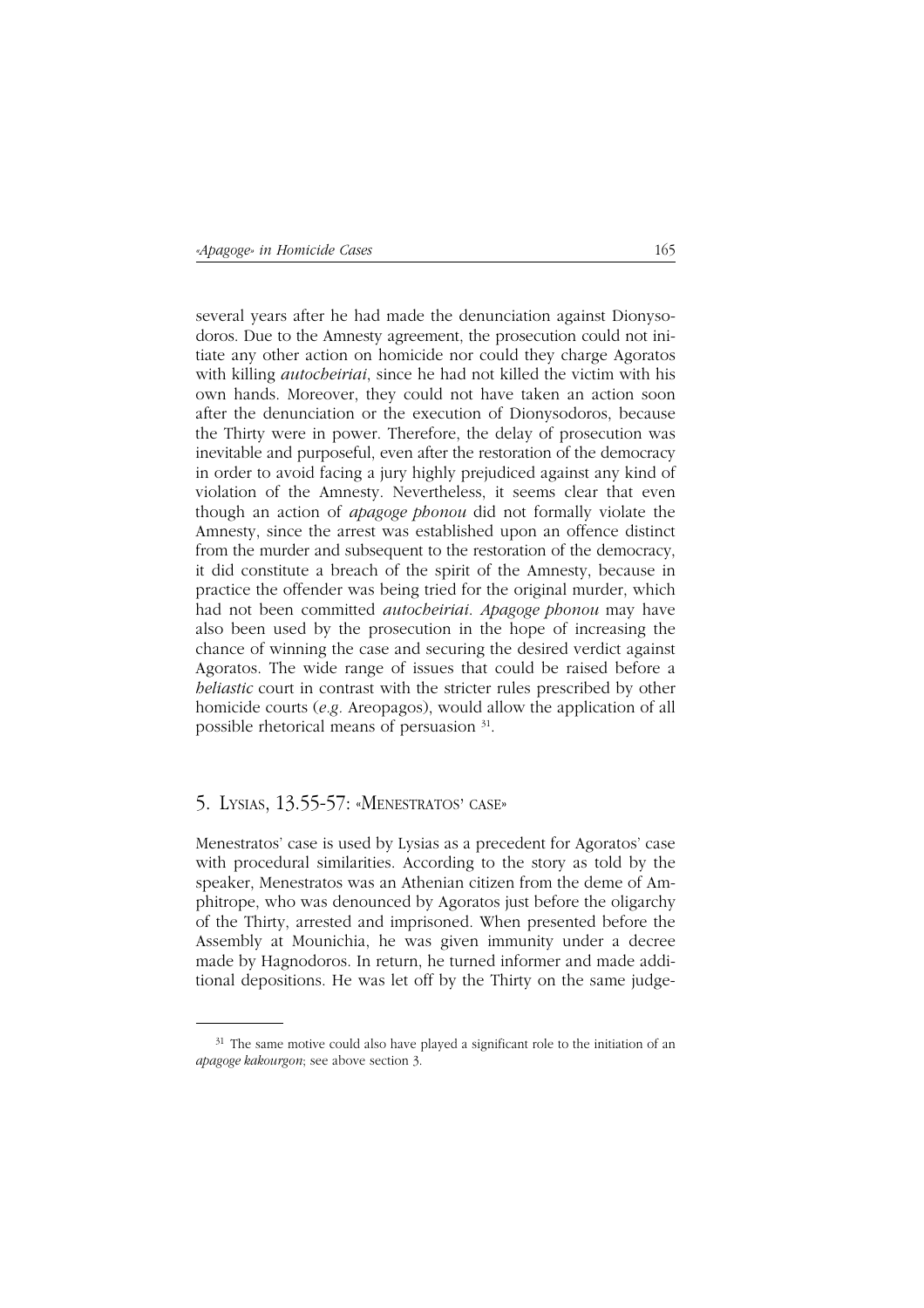several years after he had made the denunciation against Dionysodoros. Due to the Amnesty agreement, the prosecution could not initiate any other action on homicide nor could they charge Agoratos with killing *autocheiriai*, since he had not killed the victim with his own hands. Moreover, they could not have taken an action soon after the denunciation or the execution of Dionysodoros, because the Thirty were in power. Therefore, the delay of prosecution was inevitable and purposeful, even after the restoration of the democracy in order to avoid facing a jury highly prejudiced against any kind of violation of the Amnesty. Nevertheless, it seems clear that even though an action of *apagoge phonou* did not formally violate the Amnesty, since the arrest was established upon an offence distinct from the murder and subsequent to the restoration of the democracy, it did constitute a breach of the spirit of the Amnesty, because in practice the offender was being tried for the original murder, which had not been committed *autocheiriai*. *Apagoge phonou* may have also been used by the prosecution in the hope of increasing the chance of winning the case and securing the desired verdict against Agoratos. The wide range of issues that could be raised before a *heliastic* court in contrast with the stricter rules prescribed by other homicide courts (*e.g.* Areopagos), would allow the application of all possible rhetorical means of persuasion [31].

## 5. Lysias, 13.55-57: «Menestratos' case»

Menestratos' case is used by Lysias as a precedent for Agoratos' case with procedural similarities. According to the story as told by the speaker, Menestratos was an Athenian citizen from the deme of Amphitrope, who was denounced by Agoratos just before the oligarchy of the Thirty, arrested and imprisoned. When presented before the Assembly at Mounichia, he was given immunity under a decree made by Hagnodoros. In return, he turned informer and made additional depositions. He was let off by the Thirty on the same judge-

---

[31] The same motive could also have played a significant role to the initiation of an *apagoge kakourgon*; see above section 3.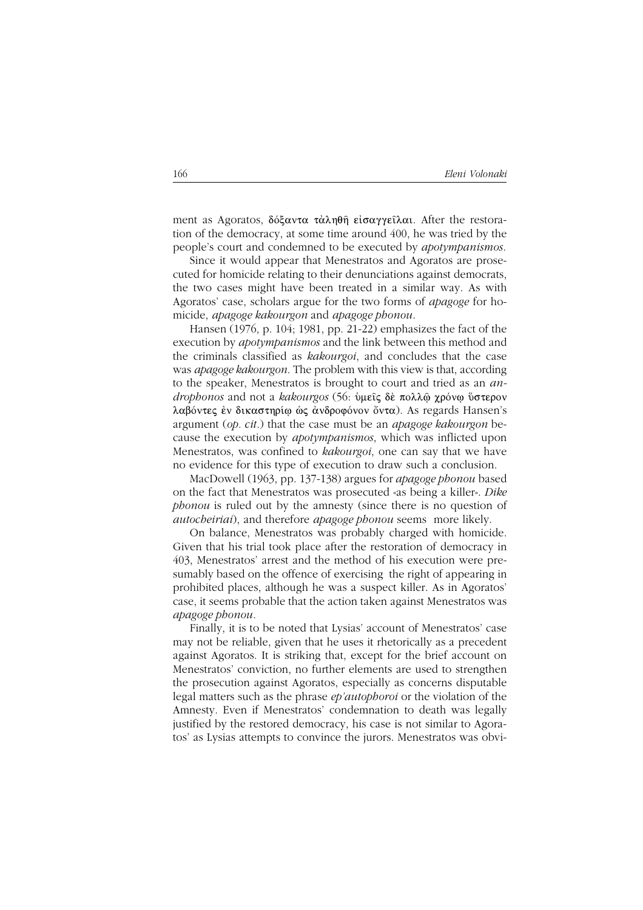ment as Agoratos, δόξαντα τἀληθῆ εἰσαγγεῖλαι. After the restoration of the democracy, at some time around 400, he was tried by the people's court and condemned to be executed by *apotympanismos*.

Since it would appear that Menestratos and Agoratos are prosecuted for homicide relating to their denunciations against democrats, the two cases might have been treated in a similar way. As with Agoratos' case, scholars argue for the two forms of *apagoge* for homicide, *apagoge kakourgon* and *apagoge phonou*.

Hansen (1976, p. 104; 1981, pp. 21-22) emphasizes the fact of the execution by *apotympanismos* and the link between this method and the criminals classified as *kakourgoi*, and concludes that the case was *apagoge kakourgon*. The problem with this view is that, according to the speaker, Menestratos is brought to court and tried as an *androphonos* and not a *kakourgos* (56: ὑμεῖς δὲ πολλῷ χρόνῳ ὕστερον λαβόντες ἐν δικαστηρίῳ ὡς ἀνδροφόνον ὄντα). As regards Hansen's argument (*op. cit.*) that the case must be an *apagoge kakourgon* because the execution by *apotympanismos*, which was inflicted upon Menestratos, was confined to *kakourgoi*, one can say that we have no evidence for this type of execution to draw such a conclusion.

MacDowell (1963, pp. 137-138) argues for *apagoge phonou* based on the fact that Menestratos was prosecuted «as being a killer». *Dike phonou* is ruled out by the amnesty (since there is no question of *autocheiriai*), and therefore *apagoge phonou* seems more likely.

On balance, Menestratos was probably charged with homicide. Given that his trial took place after the restoration of democracy in 403, Menestratos' arrest and the method of his execution were presumably based on the offence of exercising the right of appearing in prohibited places, although he was a suspect killer. As in Agoratos' case, it seems probable that the action taken against Menestratos was *apagoge phonou*.

Finally, it is to be noted that Lysias' account of Menestratos' case may not be reliable, given that he uses it rhetorically as a precedent against Agoratos. It is striking that, except for the brief account on Menestratos' conviction, no further elements are used to strengthen the prosecution against Agoratos, especially as concerns disputable legal matters such as the phrase *ep'autophoroi* or the violation of the Amnesty. Even if Menestratos' condemnation to death was legally justified by the restored democracy, his case is not similar to Agoratos' as Lysias attempts to convince the jurors. Menestratos was obvi-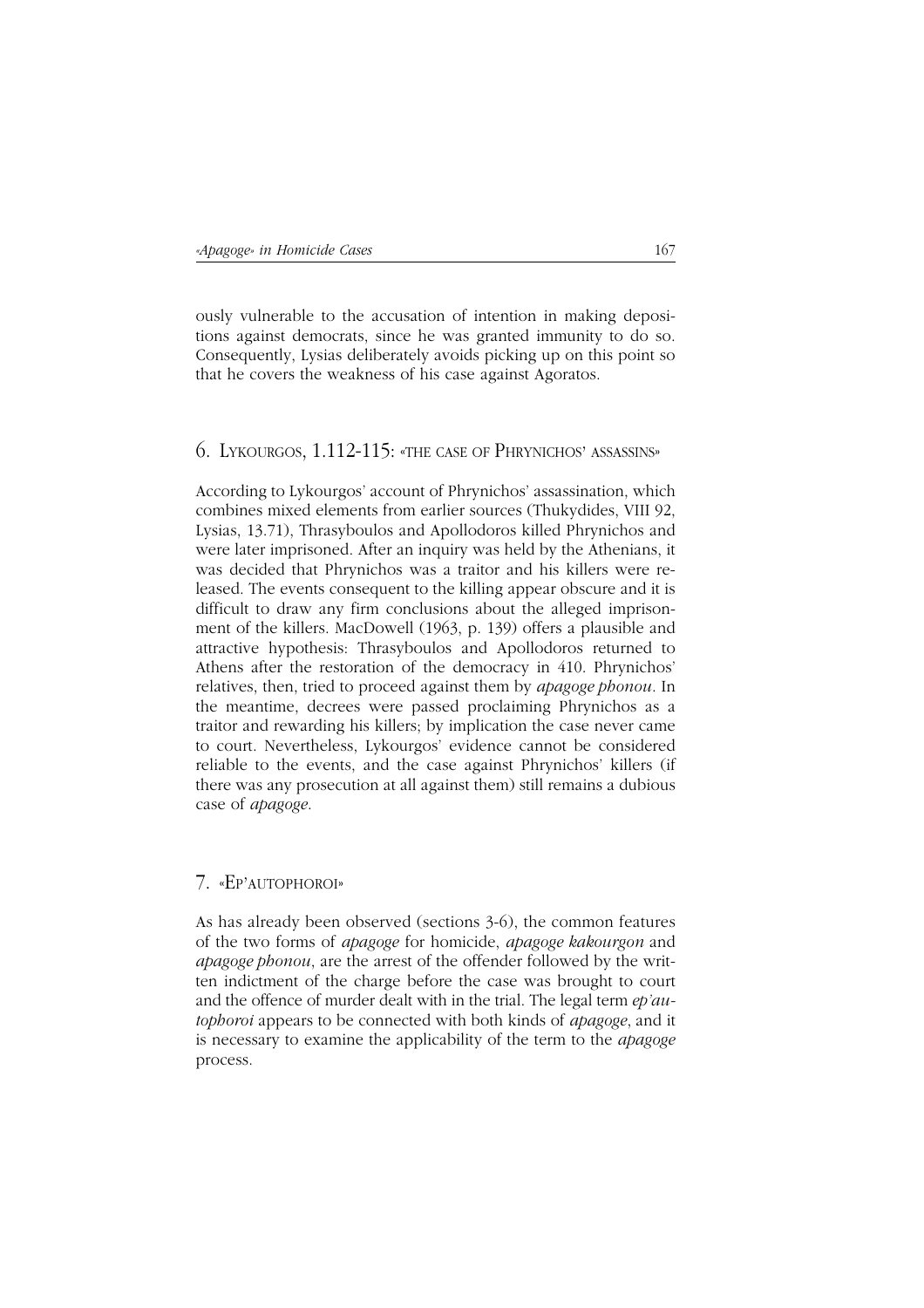ously vulnerable to the accusation of intention in making depositions against democrats, since he was granted immunity to do so. Consequently, Lysias deliberately avoids picking up on this point so that he covers the weakness of his case against Agoratos.

## 6. Lykourgos, 1.112-115: «the case of Phrynichos' assassins»

According to Lykourgos' account of Phrynichos' assassination, which combines mixed elements from earlier sources (Thukydides, VIII 92, Lysias, 13.71), Thrasyboulos and Apollodoros killed Phrynichos and were later imprisoned. After an inquiry was held by the Athenians, it was decided that Phrynichos was a traitor and his killers were released. The events consequent to the killing appear obscure and it is difficult to draw any firm conclusions about the alleged imprisonment of the killers. MacDowell (1963, p. 139) offers a plausible and attractive hypothesis: Thrasyboulos and Apollodoros returned to Athens after the restoration of the democracy in 410. Phrynichos' relatives, then, tried to proceed against them by *apagoge phonou*. In the meantime, decrees were passed proclaiming Phrynichos as a traitor and rewarding his killers; by implication the case never came to court. Nevertheless, Lykourgos' evidence cannot be considered reliable to the events, and the case against Phrynichos' killers (if there was any prosecution at all against them) still remains a dubious case of *apagoge*.

## 7. «Ep'autophoroi»

As has already been observed (sections 3-6), the common features of the two forms of *apagoge* for homicide, *apagoge kakourgon* and *apagoge phonou*, are the arrest of the offender followed by the written indictment of the charge before the case was brought to court and the offence of murder dealt with in the trial. The legal term *ep'autophoroi* appears to be connected with both kinds of *apagoge*, and it is necessary to examine the applicability of the term to the *apagoge* process.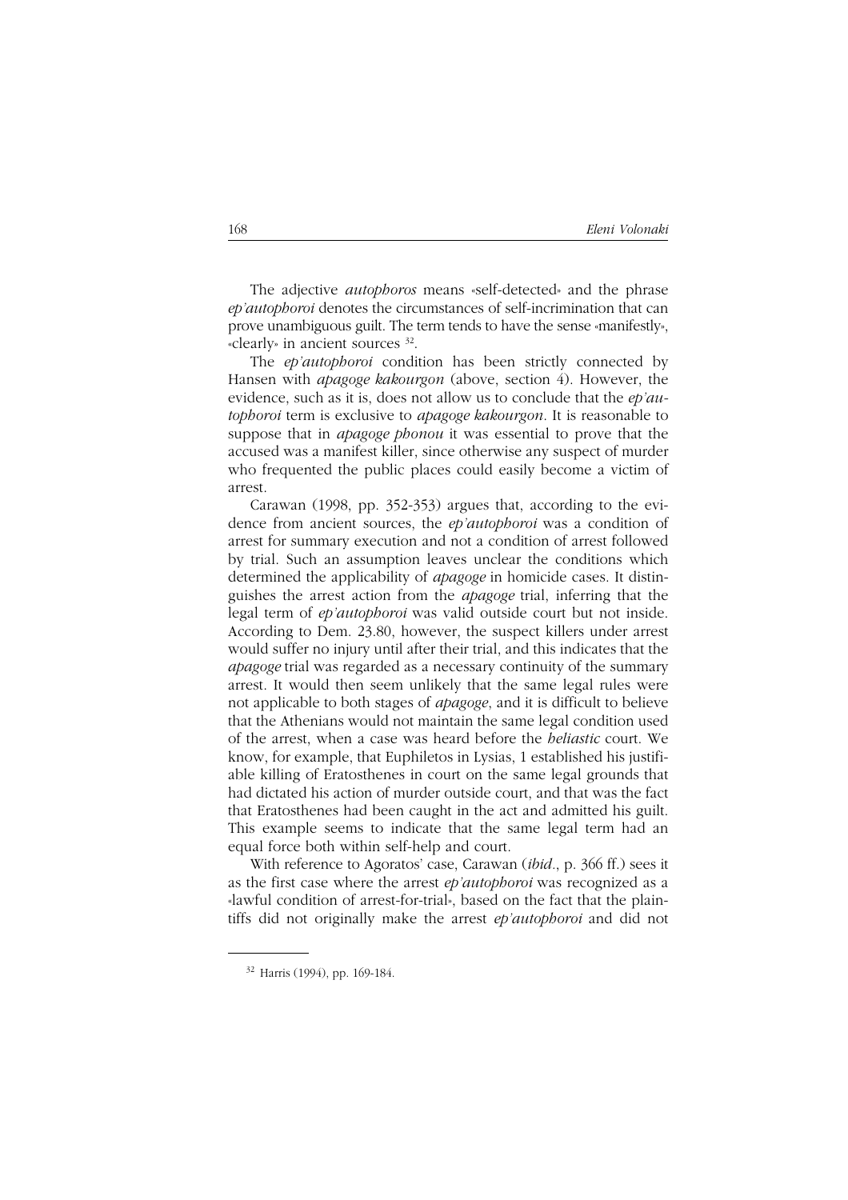The adjective *autophoros* means «self-detected» and the phrase *ep'autophoroi* denotes the circumstances of self-incrimination that can prove unambiguous guilt. The term tends to have the sense «manifestly», «clearly» in ancient sources [32].

The *ep'autophoroi* condition has been strictly connected by Hansen with *apagoge kakourgon* (above, section 4). However, the evidence, such as it is, does not allow us to conclude that the *ep'autophoroi* term is exclusive to *apagoge kakourgon*. It is reasonable to suppose that in *apagoge phonou* it was essential to prove that the accused was a manifest killer, since otherwise any suspect of murder who frequented the public places could easily become a victim of arrest.

Carawan (1998, pp. 352-353) argues that, according to the evidence from ancient sources, the *ep'autophoroi* was a condition of arrest for summary execution and not a condition of arrest followed by trial. Such an assumption leaves unclear the conditions which determined the applicability of *apagoge* in homicide cases. It distinguishes the arrest action from the *apagoge* trial, inferring that the legal term of *ep'autophoroi* was valid outside court but not inside. According to Dem. 23.80, however, the suspect killers under arrest would suffer no injury until after their trial, and this indicates that the *apagoge* trial was regarded as a necessary continuity of the summary arrest. It would then seem unlikely that the same legal rules were not applicable to both stages of *apagoge*, and it is difficult to believe that the Athenians would not maintain the same legal condition used of the arrest, when a case was heard before the *heliastic* court. We know, for example, that Euphiletos in Lysias, 1 established his justifiable killing of Eratosthenes in court on the same legal grounds that had dictated his action of murder outside court, and that was the fact that Eratosthenes had been caught in the act and admitted his guilt. This example seems to indicate that the same legal term had an equal force both within self-help and court.

With reference to Agoratos' case, Carawan (*ibid*., p. 366 ff.) sees it as the first case where the arrest *ep'autophoroi* was recognized as a «lawful condition of arrest-for-trial», based on the fact that the plaintiffs did not originally make the arrest *ep'autophoroi* and did not

---

[32] Harris (1994), pp. 169-184.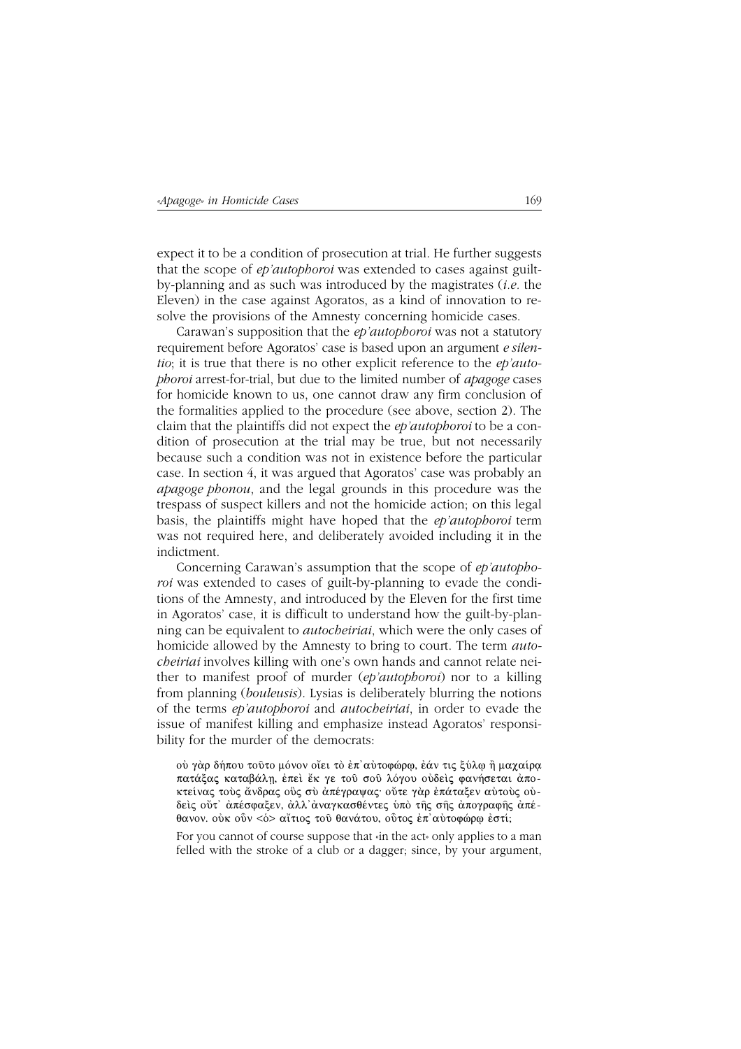expect it to be a condition of prosecution at trial. He further suggests that the scope of *ep'autophoroi* was extended to cases against guilt-by-planning and as such was introduced by the magistrates (*i.e.* the Eleven) in the case against Agoratos, as a kind of innovation to resolve the provisions of the Amnesty concerning homicide cases.

Carawan's supposition that the *ep'autophoroi* was not a statutory requirement before Agoratos' case is based upon an argument *e silentio*; it is true that there is no other explicit reference to the *ep'autophoroi* arrest-for-trial, but due to the limited number of *apagoge* cases for homicide known to us, one cannot draw any firm conclusion of the formalities applied to the procedure (see above, section 2). The claim that the plaintiffs did not expect the *ep'autophoroi* to be a condition of prosecution at the trial may be true, but not necessarily because such a condition was not in existence before the particular case. In section 4, it was argued that Agoratos' case was probably an *apagoge phonou*, and the legal grounds in this procedure was the trespass of suspect killers and not the homicide action; on this legal basis, the plaintiffs might have hoped that the *ep'autophoroi* term was not required here, and deliberately avoided including it in the indictment.

Concerning Carawan's assumption that the scope of *ep'autophoroi* was extended to cases of guilt-by-planning to evade the conditions of the Amnesty, and introduced by the Eleven for the first time in Agoratos' case, it is difficult to understand how the guilt-by-planning can be equivalent to *autocheiriai*, which were the only cases of homicide allowed by the Amnesty to bring to court. The term *autocheiriai* involves killing with one's own hands and cannot relate neither to manifest proof of murder (*ep'autophoroi*) nor to a killing from planning (*bouleusis*). Lysias is deliberately blurring the notions of the terms *ep'autophoroi* and *autocheiriai*, in order to evade the issue of manifest killing and emphasize instead Agoratos' responsibility for the murder of the democrats:

> οὐ γὰρ δήπου τοῦτο μόνον οἴει τὸ ἐπ᾽αὐτοφώρῳ, ἐάν τις ξύλῳ ἢ μαχαίρᾳ πατάξας καταβάλῃ, ἐπεὶ ἔκ γε τοῦ σοῦ λόγου οὐδεὶς φανήσεται ἀποκτείνας τοὺς ἄνδρας οὓς σὺ ἀπέγραψας· οὔτε γὰρ ἐπάταξεν αὐτοὺς οὐδεὶς οὔτ᾽ ἀπέσφαξεν, ἀλλ᾽ἀναγκασθέντες ὑπὸ τῆς σῆς ἀπογραφῆς ἀπέθανον. οὐκ οὖν <ὁ> αἴτιος τοῦ θανάτου, οὗτος ἐπ᾽αὐτοφώρῳ ἐστί;
>
> For you cannot of course suppose that «in the act» only applies to a man felled with the stroke of a club or a dagger; since, by your argument,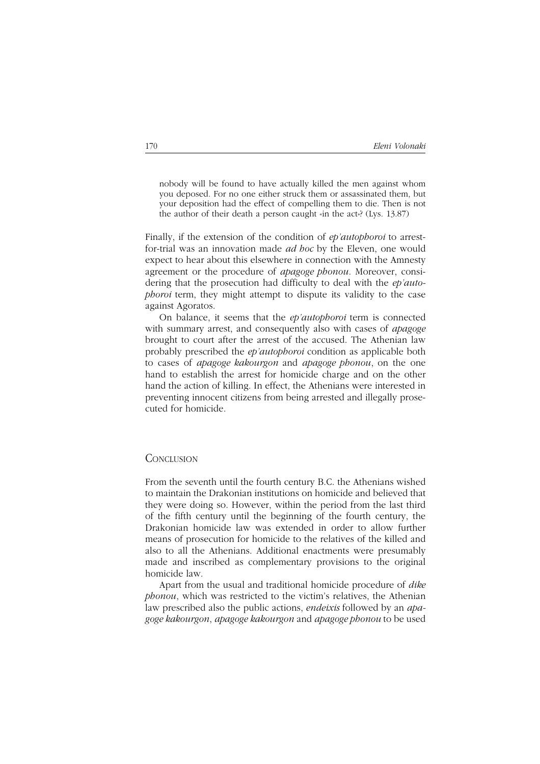> nobody will be found to have actually killed the men against whom you deposed. For no one either struck them or assassinated them, but your deposition had the effect of compelling them to die. Then is not the author of their death a person caught «in the act»? (Lys. 13.87)

Finally, if the extension of the condition of *ep'autophoroi* to arrest-for-trial was an innovation made *ad hoc* by the Eleven, one would expect to hear about this elsewhere in connection with the Amnesty agreement or the procedure of *apagoge phonou*. Moreover, considering that the prosecution had difficulty to deal with the *ep'autophoroi* term, they might attempt to dispute its validity to the case against Agoratos.

On balance, it seems that the *ep'autophoroi* term is connected with summary arrest, and consequently also with cases of *apagoge* brought to court after the arrest of the accused. The Athenian law probably prescribed the *ep'autophoroi* condition as applicable both to cases of *apagoge kakourgon* and *apagoge phonou*, on the one hand to establish the arrest for homicide charge and on the other hand the action of killing. In effect, the Athenians were interested in preventing innocent citizens from being arrested and illegally prosecuted for homicide.

## Conclusion

From the seventh until the fourth century B.C. the Athenians wished to maintain the Drakonian institutions on homicide and believed that they were doing so. However, within the period from the last third of the fifth century until the beginning of the fourth century, the Drakonian homicide law was extended in order to allow further means of prosecution for homicide to the relatives of the killed and also to all the Athenians. Additional enactments were presumably made and inscribed as complementary provisions to the original homicide law.

Apart from the usual and traditional homicide procedure of *dike phonou*, which was restricted to the victim's relatives, the Athenian law prescribed also the public actions, *endeixis* followed by an *apagoge kakourgon*, *apagoge kakourgon* and *apagoge phonou* to be used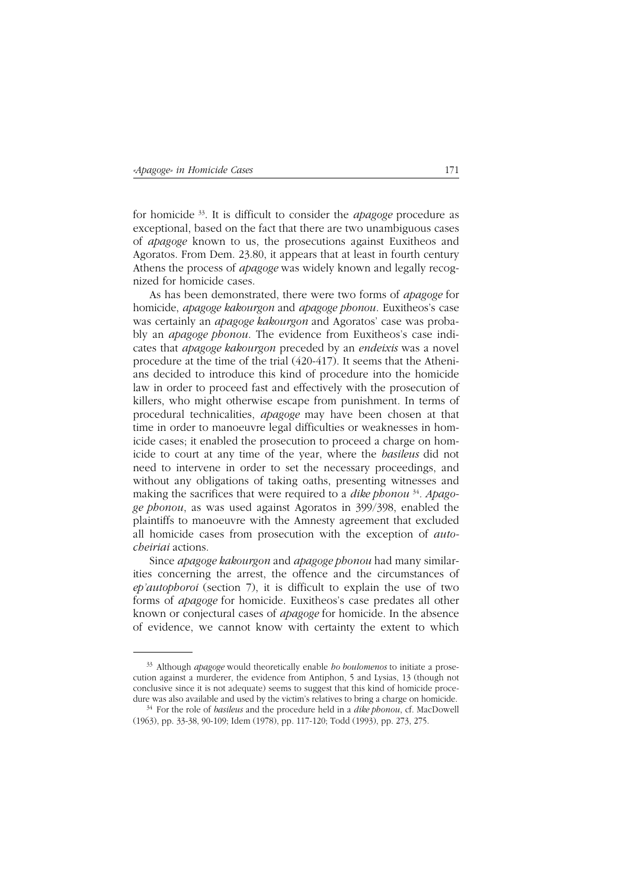for homicide [33]. It is difficult to consider the *apagoge* procedure as exceptional, based on the fact that there are two unambiguous cases of *apagoge* known to us, the prosecutions against Euxitheos and Agoratos. From Dem. 23.80, it appears that at least in fourth century Athens the process of *apagoge* was widely known and legally recognized for homicide cases.

As has been demonstrated, there were two forms of *apagoge* for homicide, *apagoge kakourgon* and *apagoge phonou*. Euxitheos's case was certainly an *apagoge kakourgon* and Agoratos' case was probably an *apagoge phonou*. The evidence from Euxitheos's case indicates that *apagoge kakourgon* preceded by an *endeixis* was a novel procedure at the time of the trial (420-417). It seems that the Athenians decided to introduce this kind of procedure into the homicide law in order to proceed fast and effectively with the prosecution of killers, who might otherwise escape from punishment. In terms of procedural technicalities, *apagoge* may have been chosen at that time in order to manoeuvre legal difficulties or weaknesses in homicide cases; it enabled the prosecution to proceed a charge on homicide to court at any time of the year, where the *basileus* did not need to intervene in order to set the necessary proceedings, and without any obligations of taking oaths, presenting witnesses and making the sacrifices that were required to a *dike phonou* [34]. *Apagoge phonou*, as was used against Agoratos in 399/398, enabled the plaintiffs to manoeuvre with the Amnesty agreement that excluded all homicide cases from prosecution with the exception of *autocheiriai* actions.

Since *apagoge kakourgon* and *apagoge phonou* had many similarities concerning the arrest, the offence and the circumstances of *ep'autophoroi* (section 7), it is difficult to explain the use of two forms of *apagoge* for homicide. Euxitheos's case predates all other known or conjectural cases of *apagoge* for homicide. In the absence of evidence, we cannot know with certainty the extent to which

---

[33] Although *apagoge* would theoretically enable *ho boulomenos* to initiate a prosecution against a murderer, the evidence from Antiphon, 5 and Lysias, 13 (though not conclusive since it is not adequate) seems to suggest that this kind of homicide procedure was also available and used by the victim's relatives to bring a charge on homicide.

[34] For the role of *basileus* and the procedure held in a *dike phonou*, cf. MacDowell (1963), pp. 33-38, 90-109; Idem (1978), pp. 117-120; Todd (1993), pp. 273, 275.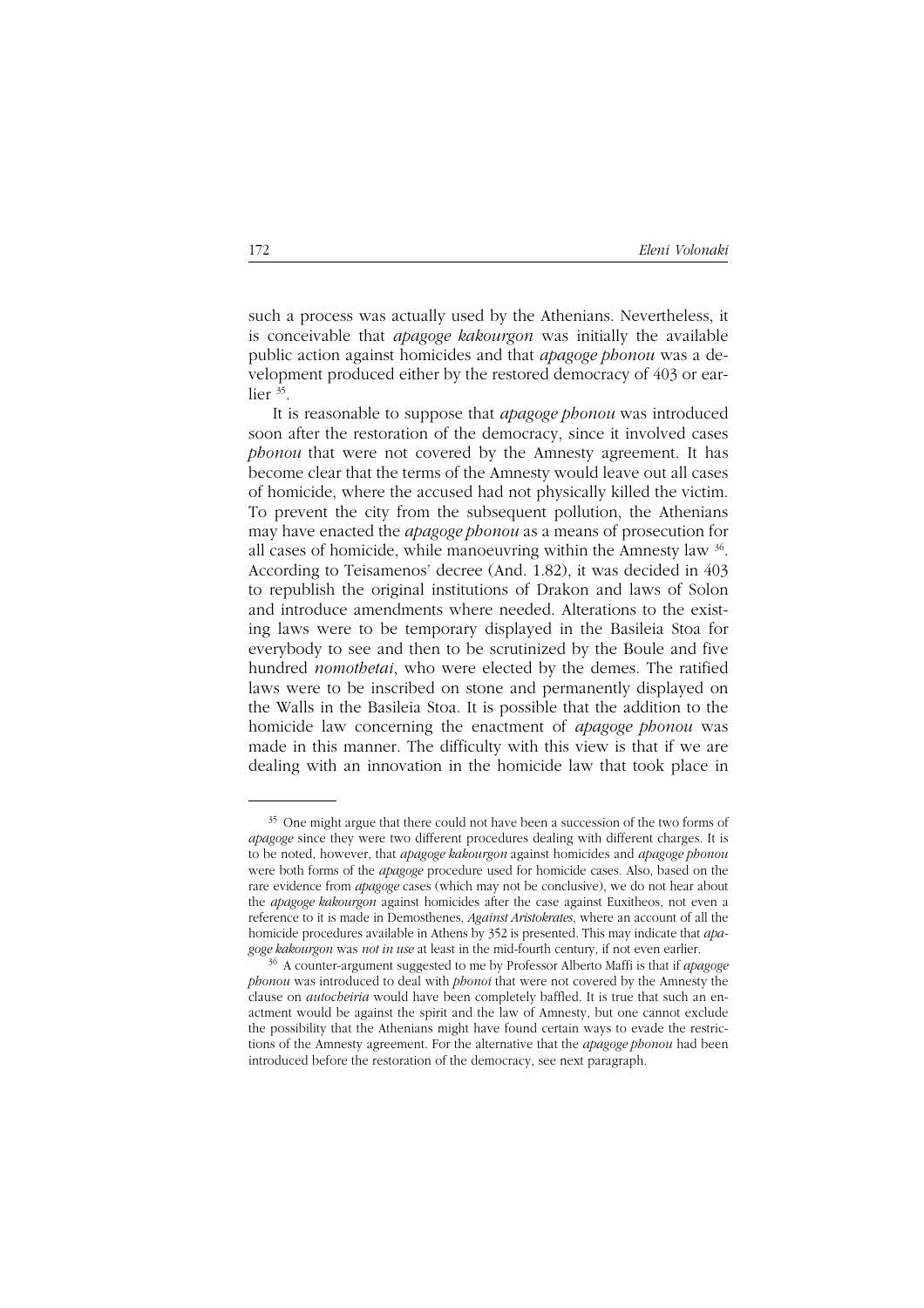such a process was actually used by the Athenians. Nevertheless, it is conceivable that *apagoge kakourgon* was initially the available public action against homicides and that *apagoge phonou* was a development produced either by the restored democracy of 403 or earlier [35].

It is reasonable to suppose that *apagoge phonou* was introduced soon after the restoration of the democracy, since it involved cases *phonou* that were not covered by the Amnesty agreement. It has become clear that the terms of the Amnesty would leave out all cases of homicide, where the accused had not physically killed the victim. To prevent the city from the subsequent pollution, the Athenians may have enacted the *apagoge phonou* as a means of prosecution for all cases of homicide, while manoeuvring within the Amnesty law [36]. According to Teisamenos' decree (And. 1.82), it was decided in 403 to republish the original institutions of Drakon and laws of Solon and introduce amendments where needed. Alterations to the existing laws were to be temporary displayed in the Basileia Stoa for everybody to see and then to be scrutinized by the Boule and five hundred *nomothetai*, who were elected by the demes. The ratified laws were to be inscribed on stone and permanently displayed on the Walls in the Basileia Stoa. It is possible that the addition to the homicide law concerning the enactment of *apagoge phonou* was made in this manner. The difficulty with this view is that if we are dealing with an innovation in the homicide law that took place in

---

[35] One might argue that there could not have been a succession of the two forms of *apagoge* since they were two different procedures dealing with different charges. It is to be noted, however, that *apagoge kakourgon* against homicides and *apagoge phonou* were both forms of the *apagoge* procedure used for homicide cases. Also, based on the rare evidence from *apagoge* cases (which may not be conclusive), we do not hear about the *apagoge kakourgon* against homicides after the case against Euxitheos, not even a reference to it is made in Demosthenes, *Against Aristokrates*, where an account of all the homicide procedures available in Athens by 352 is presented. This may indicate that *apagoge kakourgon* was *not in use* at least in the mid-fourth century, if not even earlier.

[36] A counter-argument suggested to me by Professor Alberto Maffi is that if *apagoge phonou* was introduced to deal with *phonoi* that were not covered by the Amnesty the clause on *autocheiria* would have been completely baffled. It is true that such an enactment would be against the spirit and the law of Amnesty, but one cannot exclude the possibility that the Athenians might have found certain ways to evade the restrictions of the Amnesty agreement. For the alternative that the *apagoge phonou* had been introduced before the restoration of the democracy, see next paragraph.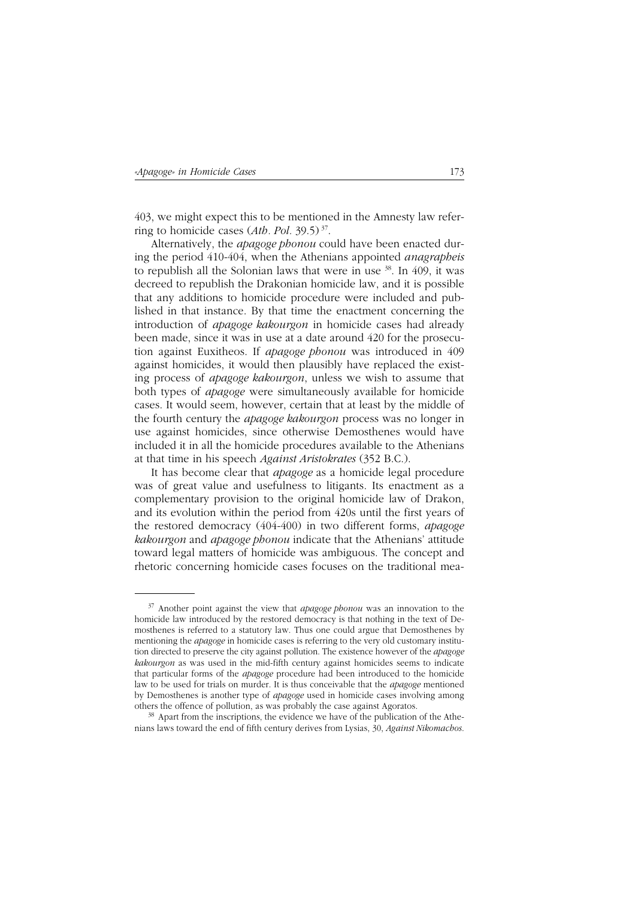403, we might expect this to be mentioned in the Amnesty law referring to homicide cases (*Ath. Pol.* 39.5)[37].

Alternatively, the *apagoge phonou* could have been enacted during the period 410-404, when the Athenians appointed *anagrapheis* to republish all the Solonian laws that were in use [38]. In 409, it was decreed to republish the Drakonian homicide law, and it is possible that any additions to homicide procedure were included and published in that instance. By that time the enactment concerning the introduction of *apagoge kakourgon* in homicide cases had already been made, since it was in use at a date around 420 for the prosecution against Euxitheos. If *apagoge phonou* was introduced in 409 against homicides, it would then plausibly have replaced the existing process of *apagoge kakourgon*, unless we wish to assume that both types of *apagoge* were simultaneously available for homicide cases. It would seem, however, certain that at least by the middle of the fourth century the *apagoge kakourgon* process was no longer in use against homicides, since otherwise Demosthenes would have included it in all the homicide procedures available to the Athenians at that time in his speech *Against Aristokrates* (352 B.C.).

It has become clear that *apagoge* as a homicide legal procedure was of great value and usefulness to litigants. Its enactment as a complementary provision to the original homicide law of Drakon, and its evolution within the period from 420s until the first years of the restored democracy (404-400) in two different forms, *apagoge kakourgon* and *apagoge phonou* indicate that the Athenians' attitude toward legal matters of homicide was ambiguous. The concept and rhetoric concerning homicide cases focuses on the traditional mea-

---

[37] Another point against the view that *apagoge phonou* was an innovation to the homicide law introduced by the restored democracy is that nothing in the text of Demosthenes is referred to a statutory law. Thus one could argue that Demosthenes by mentioning the *apagoge* in homicide cases is referring to the very old customary institution directed to preserve the city against pollution. The existence however of the *apagoge kakourgon* as was used in the mid-fifth century against homicides seems to indicate that particular forms of the *apagoge* procedure had been introduced to the homicide law to be used for trials on murder. It is thus conceivable that the *apagoge* mentioned by Demosthenes is another type of *apagoge* used in homicide cases involving among others the offence of pollution, as was probably the case against Agoratos.

[38] Apart from the inscriptions, the evidence we have of the publication of the Athenians laws toward the end of fifth century derives from Lysias, 30, *Against Nikomachos*.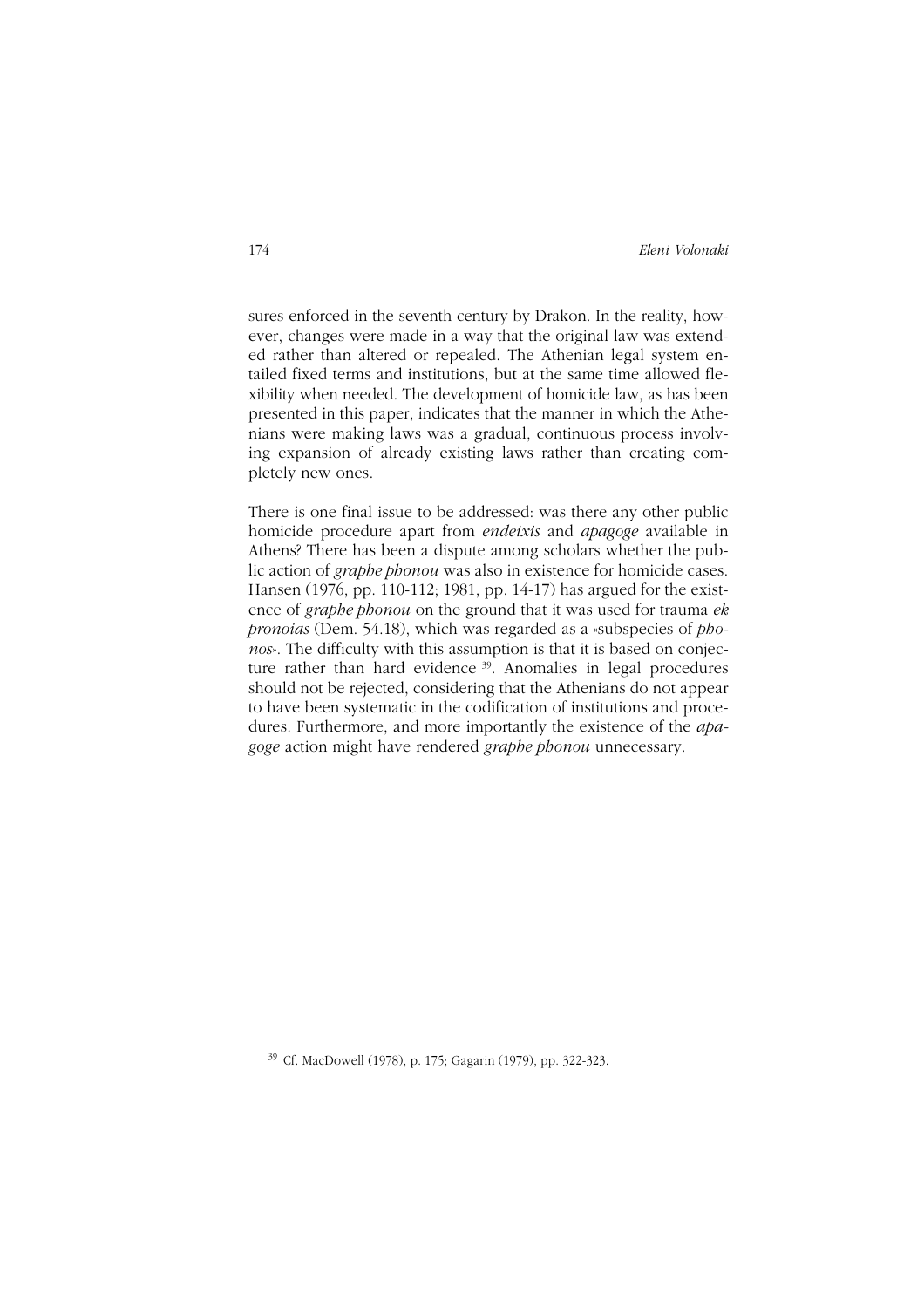sures enforced in the seventh century by Drakon. In the reality, however, changes were made in a way that the original law was extended rather than altered or repealed. The Athenian legal system entailed fixed terms and institutions, but at the same time allowed flexibility when needed. The development of homicide law, as has been presented in this paper, indicates that the manner in which the Athenians were making laws was a gradual, continuous process involving expansion of already existing laws rather than creating completely new ones.

There is one final issue to be addressed: was there any other public homicide procedure apart from *endeixis* and *apagoge* available in Athens? There has been a dispute among scholars whether the public action of *graphe phonou* was also in existence for homicide cases. Hansen (1976, pp. 110-112; 1981, pp. 14-17) has argued for the existence of *graphe phonou* on the ground that it was used for trauma *ek pronoias* (Dem. 54.18), which was regarded as a «subspecies of *phonos*». The difficulty with this assumption is that it is based on conjecture rather than hard evidence [39]. Anomalies in legal procedures should not be rejected, considering that the Athenians do not appear to have been systematic in the codification of institutions and procedures. Furthermore, and more importantly the existence of the *apagoge* action might have rendered *graphe phonou* unnecessary.

---

[39] Cf. MacDowell (1978), p. 175; Gagarin (1979), pp. 322-323.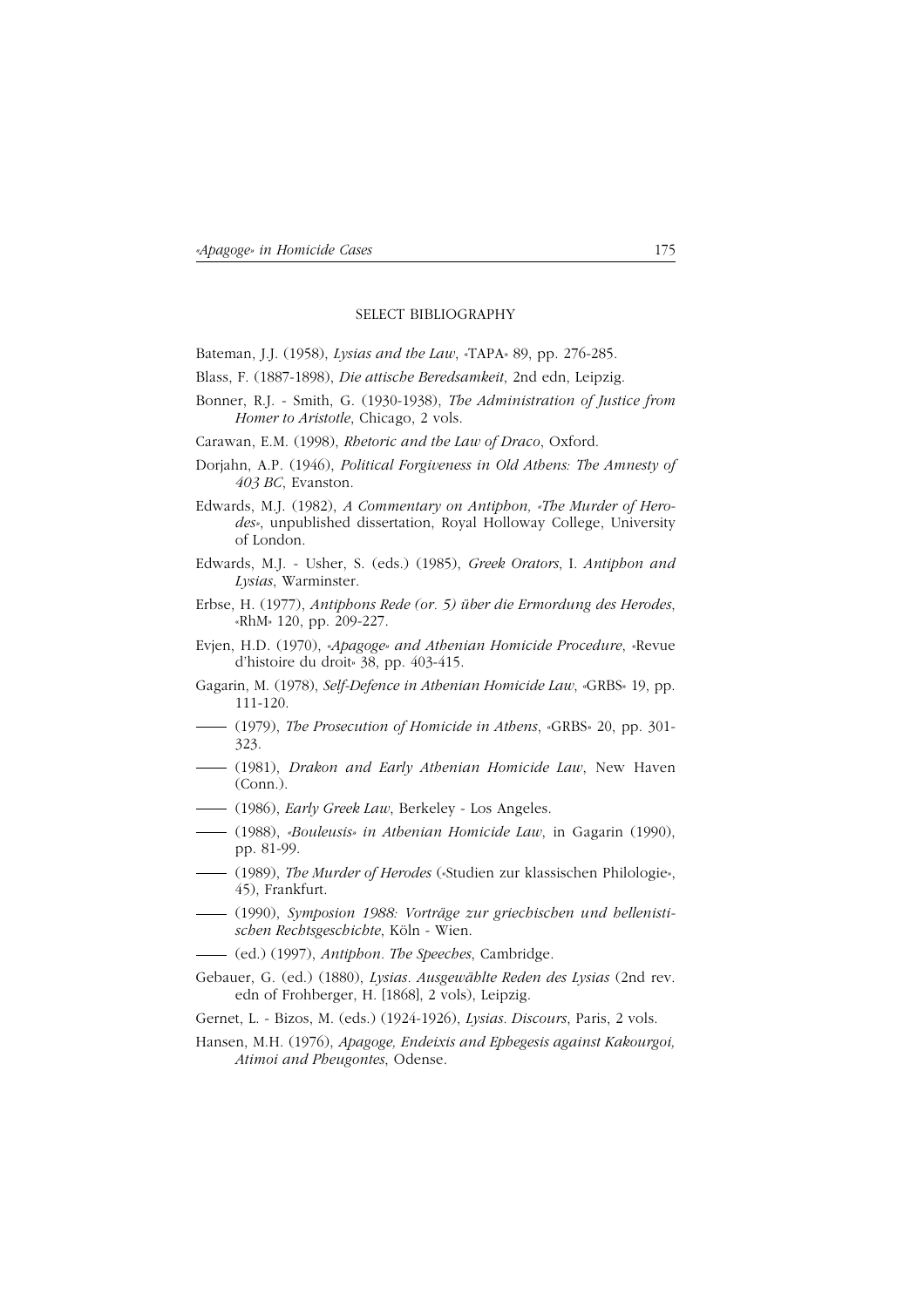## SELECT BIBLIOGRAPHY

Bateman, J.J. (1958), *Lysias and the Law*, «TAPA» 89, pp. 276-285.

Blass, F. (1887-1898), *Die attische Beredsamkeit*, 2nd edn, Leipzig.

Bonner, R.J. - Smith, G. (1930-1938), *The Administration of Justice from Homer to Aristotle*, Chicago, 2 vols.

Carawan, E.M. (1998), *Rhetoric and the Law of Draco*, Oxford.

Dorjahn, A.P. (1946), *Political Forgiveness in Old Athens: The Amnesty of 403 BC*, Evanston.

Edwards, M.J. (1982), *A Commentary on Antiphon, «The Murder of Herodes»*, unpublished dissertation, Royal Holloway College, University of London.

Edwards, M.J. - Usher, S. (eds.) (1985), *Greek Orators*, I. *Antiphon and Lysias*, Warminster.

Erbse, H. (1977), *Antiphons Rede (or. 5) über die Ermordung des Herodes*, «RhM» 120, pp. 209-227.

Evjen, H.D. (1970), *«Apagoge» and Athenian Homicide Procedure*, «Revue d'histoire du droit» 38, pp. 403-415.

Gagarin, M. (1978), *Self-Defence in Athenian Homicide Law*, «GRBS» 19, pp. 111-120.

—— (1979), *The Prosecution of Homicide in Athens*, «GRBS» 20, pp. 301-323.

—— (1981), *Drakon and Early Athenian Homicide Law*, New Haven (Conn.).

—— (1986), *Early Greek Law*, Berkeley - Los Angeles.

—— (1988), *«Bouleusis» in Athenian Homicide Law*, in Gagarin (1990), pp. 81-99.

—— (1989), *The Murder of Herodes* («Studien zur klassischen Philologie», 45), Frankfurt.

—— (1990), *Symposion 1988: Vorträge zur griechischen und hellenistischen Rechtsgeschichte*, Köln - Wien.

—— (ed.) (1997), *Antiphon. The Speeches*, Cambridge.

Gebauer, G. (ed.) (1880), *Lysias. Ausgewählte Reden des Lysias* (2nd rev. edn of Frohberger, H. [1868], 2 vols), Leipzig.

Gernet, L. - Bizos, M. (eds.) (1924-1926), *Lysias. Discours*, Paris, 2 vols.

Hansen, M.H. (1976), *Apagoge, Endeixis and Ephegesis against Kakourgoi, Atimoi and Pheugontes*, Odense.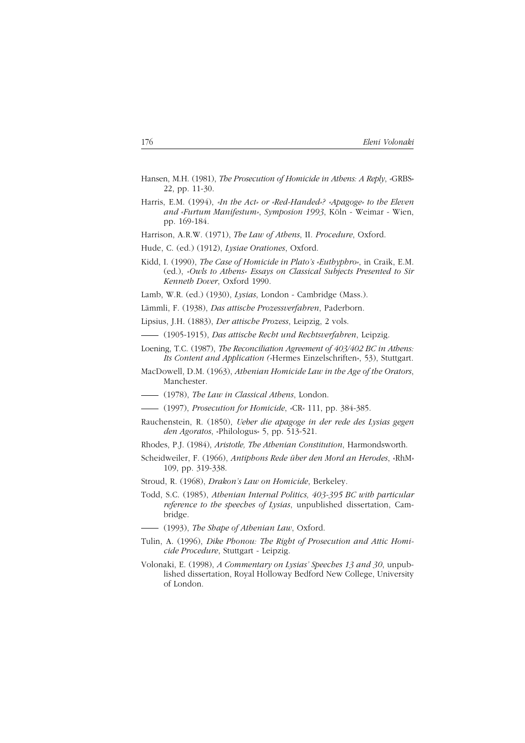Hansen, M.H. (1981), *The Prosecution of Homicide in Athens: A Reply*, «GRBS» 22, pp. 11-30.

Harris, E.M. (1994), *«In the Act» or «Red-Handed»? «Apagoge» to the Eleven and «Furtum Manifestum»*, *Symposion 1993*, Köln - Weimar - Wien, pp. 169-184.

Harrison, A.R.W. (1971), *The Law of Athens*, II. *Procedure*, Oxford.

Hude, C. (ed.) (1912), *Lysiae Orationes*, Oxford.

Kidd, I. (1990), *The Case of Homicide in Plato's «Euthyphro»*, in Craik, E.M. (ed.), *«Owls to Athens» Essays on Classical Subjects Presented to Sir Kenneth Dover*, Oxford 1990.

Lamb, W.R. (ed.) (1930), *Lysias*, London - Cambridge (Mass.).

Lämmli, F. (1938), *Das attische Prozessverfahren*, Paderborn.

Lipsius, J.H. (1883), *Der attische Prozess*, Leipzig, 2 vols.

—— (1905-1915), *Das attische Recht und Rechtsverfahren*, Leipzig.

Loening, T.C. (1987), *The Reconciliation Agreement of 403/402 BC in Athens: Its Content and Application* («Hermes Einzelschriften», 53), Stuttgart.

MacDowell, D.M. (1963), *Athenian Homicide Law in the Age of the Orators*, Manchester.

—— (1978), *The Law in Classical Athens*, London.

—— (1997), *Prosecution for Homicide*, «CR» 111, pp. 384-385.

Rauchenstein, R. (1850), *Ueber die apagoge in der rede des Lysias gegen den Agoratos*, «Philologus» 5, pp. 513-521.

Rhodes, P.J. (1984), *Aristotle, The Athenian Constitution*, Harmondsworth.

Scheidweiler, F. (1966), *Antiphons Rede über den Mord an Herodes*, «RhM» 109, pp. 319-338.

Stroud, R. (1968), *Drakon's Law on Homicide*, Berkeley.

Todd, S.C. (1985), *Athenian Internal Politics, 403-395 BC with particular reference to the speeches of Lysias*, unpublished dissertation, Cambridge.

—— (1993), *The Shape of Athenian Law*, Oxford.

Tulin, A. (1996), *Dike Phonou: The Right of Prosecution and Attic Homicide Procedure*, Stuttgart - Leipzig.

Volonaki, E. (1998), *A Commentary on Lysias' Speeches 13 and 30*, unpublished dissertation, Royal Holloway Bedford New College, University of London.